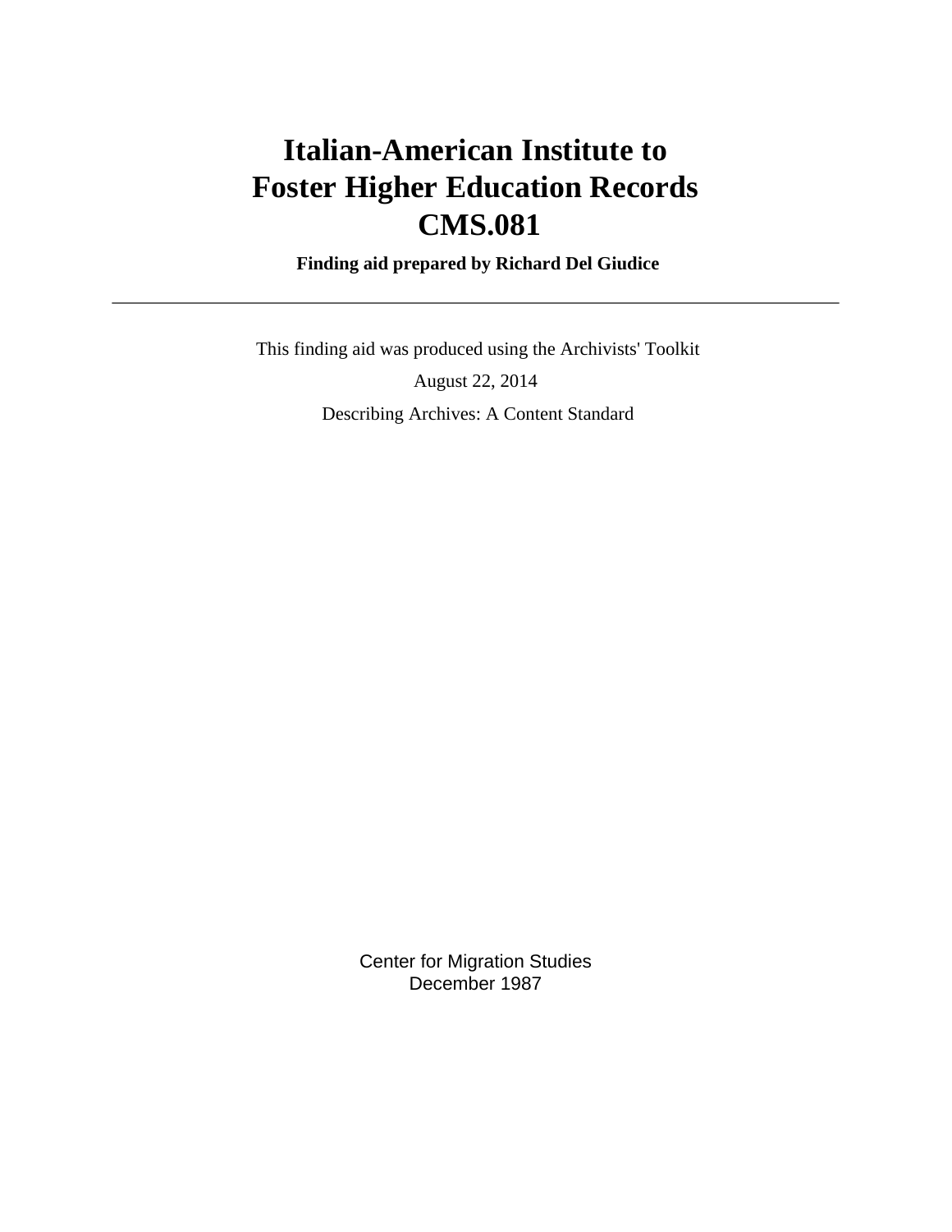# Italian-American Institute to Foster Higher Education Records CMS.081

**Finding aid prepared by Richard Del Giudice**

---

This finding aid was produced using the Archivists' Toolkit

August 22, 2014

Describing Archives: A Content Standard

Center for Migration Studies
December 1987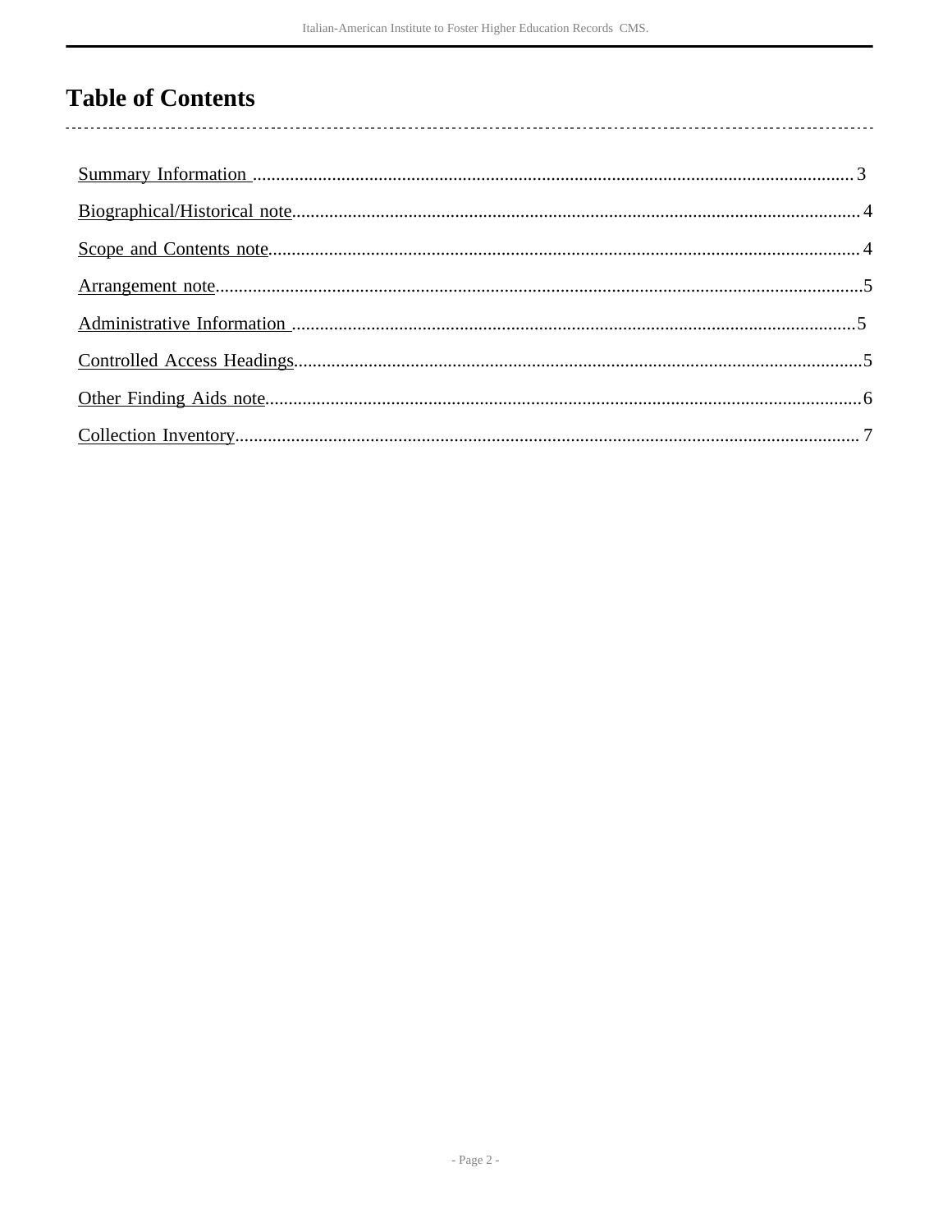# Table of Contents

- Summary Information ..... 3
- Biographical/Historical note ..... 4
- Scope and Contents note ..... 4
- Arrangement note ..... 5
- Administrative Information ..... 5
- Controlled Access Headings ..... 5
- Other Finding Aids note ..... 6
- Collection Inventory ..... 7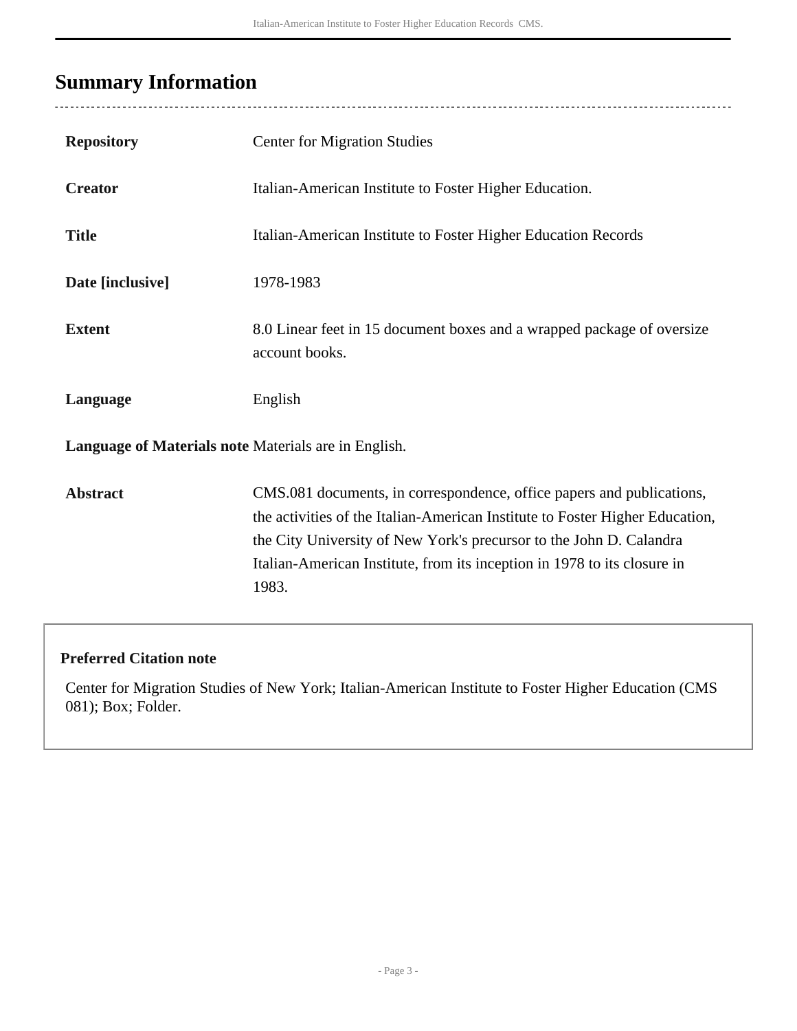## Summary Information

| | |
|---|---|
| **Repository** | Center for Migration Studies |
| **Creator** | Italian-American Institute to Foster Higher Education. |
| **Title** | Italian-American Institute to Foster Higher Education Records |
| **Date [inclusive]** | 1978-1983 |
| **Extent** | 8.0 Linear feet in 15 document boxes and a wrapped package of oversize account books. |
| **Language** | English |
| **Language of Materials note** | Materials are in English. |
| **Abstract** | CMS.081 documents, in correspondence, office papers and publications, the activities of the Italian-American Institute to Foster Higher Education, the City University of New York's precursor to the John D. Calandra Italian-American Institute, from its inception in 1978 to its closure in 1983. |

**Preferred Citation note**

Center for Migration Studies of New York; Italian-American Institute to Foster Higher Education (CMS 081); Box; Folder.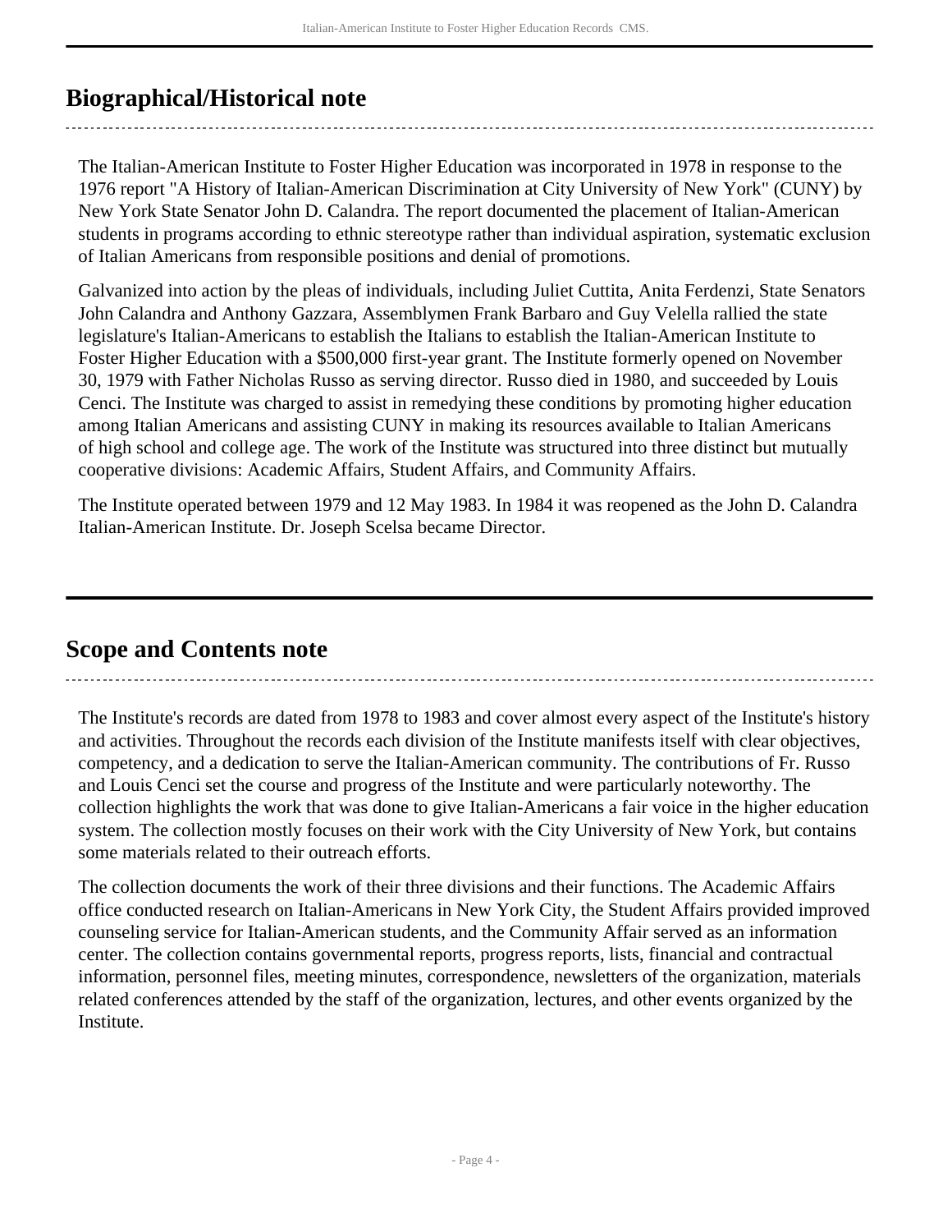## Biographical/Historical note

The Italian-American Institute to Foster Higher Education was incorporated in 1978 in response to the 1976 report "A History of Italian-American Discrimination at City University of New York" (CUNY) by New York State Senator John D. Calandra. The report documented the placement of Italian-American students in programs according to ethnic stereotype rather than individual aspiration, systematic exclusion of Italian Americans from responsible positions and denial of promotions.

Galvanized into action by the pleas of individuals, including Juliet Cuttita, Anita Ferdenzi, State Senators John Calandra and Anthony Gazzara, Assemblymen Frank Barbaro and Guy Velella rallied the state legislature's Italian-Americans to establish the Italians to establish the Italian-American Institute to Foster Higher Education with a $500,000 first-year grant. The Institute formerly opened on November 30, 1979 with Father Nicholas Russo as serving director. Russo died in 1980, and succeeded by Louis Cenci. The Institute was charged to assist in remedying these conditions by promoting higher education among Italian Americans and assisting CUNY in making its resources available to Italian Americans of high school and college age. The work of the Institute was structured into three distinct but mutually cooperative divisions: Academic Affairs, Student Affairs, and Community Affairs.

The Institute operated between 1979 and 12 May 1983. In 1984 it was reopened as the John D. Calandra Italian-American Institute. Dr. Joseph Scelsa became Director.

## Scope and Contents note

The Institute's records are dated from 1978 to 1983 and cover almost every aspect of the Institute's history and activities. Throughout the records each division of the Institute manifests itself with clear objectives, competency, and a dedication to serve the Italian-American community. The contributions of Fr. Russo and Louis Cenci set the course and progress of the Institute and were particularly noteworthy. The collection highlights the work that was done to give Italian-Americans a fair voice in the higher education system. The collection mostly focuses on their work with the City University of New York, but contains some materials related to their outreach efforts.

The collection documents the work of their three divisions and their functions. The Academic Affairs office conducted research on Italian-Americans in New York City, the Student Affairs provided improved counseling service for Italian-American students, and the Community Affair served as an information center. The collection contains governmental reports, progress reports, lists, financial and contractual information, personnel files, meeting minutes, correspondence, newsletters of the organization, materials related conferences attended by the staff of the organization, lectures, and other events organized by the Institute.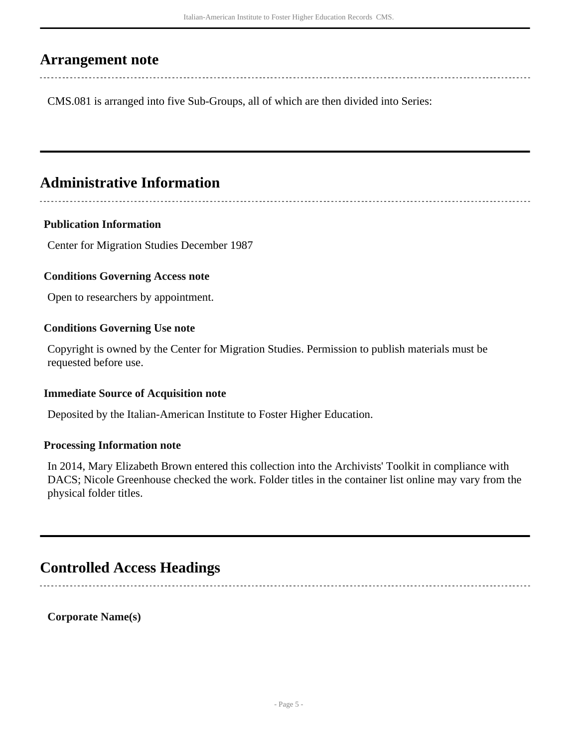## Arrangement note

CMS.081 is arranged into five Sub-Groups, all of which are then divided into Series:

## Administrative Information

### Publication Information

Center for Migration Studies December 1987

### Conditions Governing Access note

Open to researchers by appointment.

### Conditions Governing Use note

Copyright is owned by the Center for Migration Studies. Permission to publish materials must be requested before use.

### Immediate Source of Acquisition note

Deposited by the Italian-American Institute to Foster Higher Education.

### Processing Information note

In 2014, Mary Elizabeth Brown entered this collection into the Archivists' Toolkit in compliance with DACS; Nicole Greenhouse checked the work. Folder titles in the container list online may vary from the physical folder titles.

## Controlled Access Headings

**Corporate Name(s)**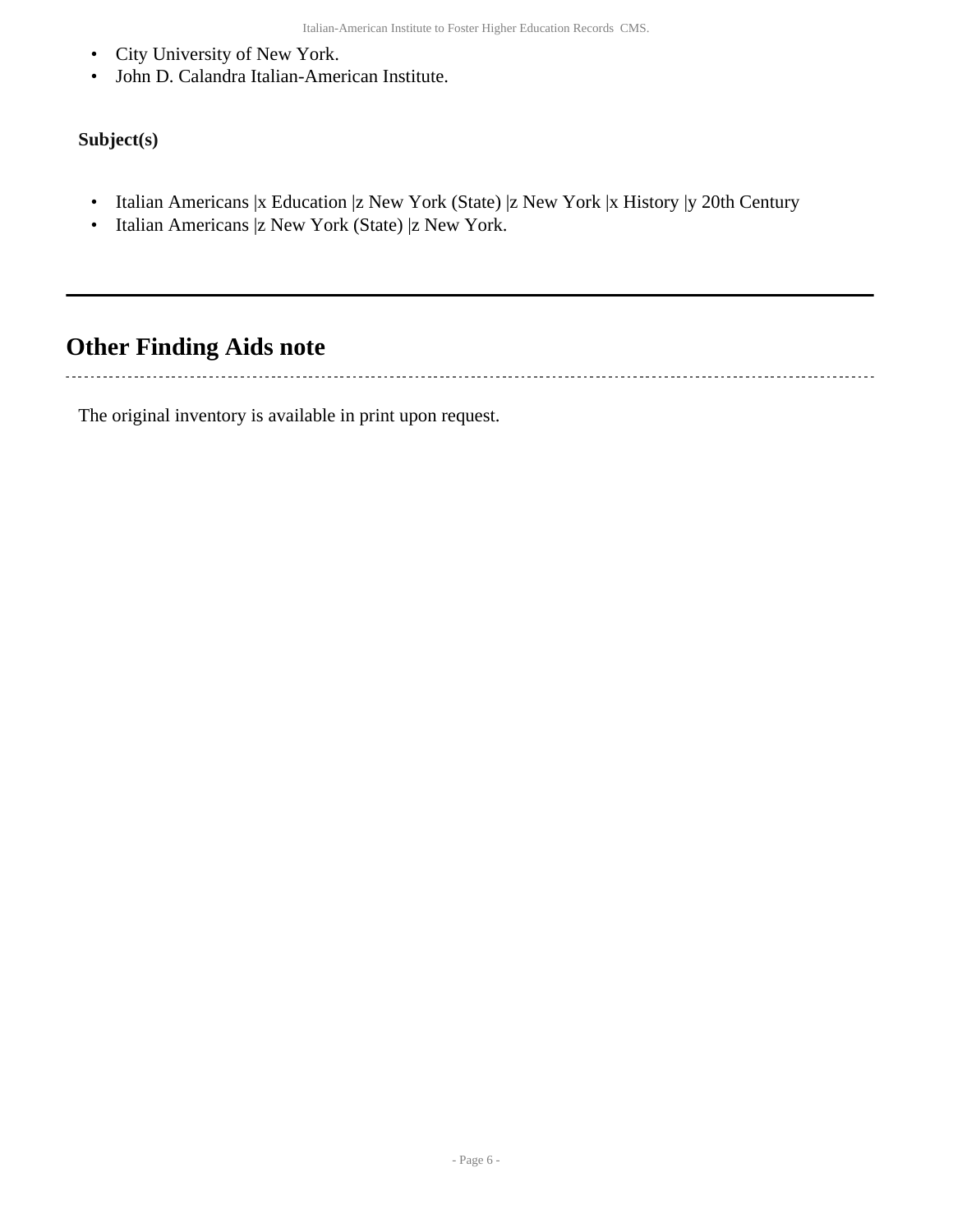- City University of New York.
- John D. Calandra Italian-American Institute.

**Subject(s)**

- Italian Americans |x Education |z New York (State) |z New York |x History |y 20th Century
- Italian Americans |z New York (State) |z New York.

## Other Finding Aids note

The original inventory is available in print upon request.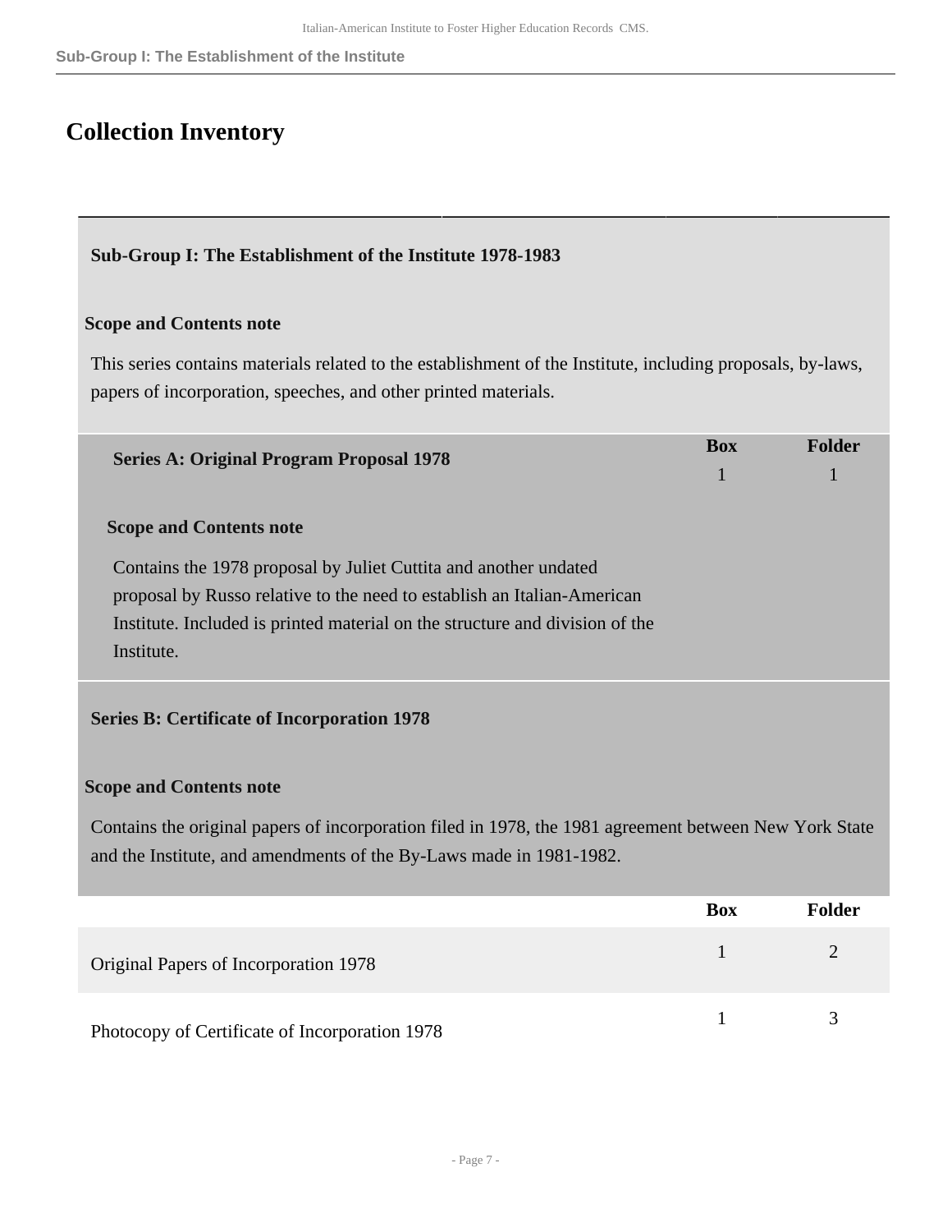## Collection Inventory

### Sub-Group I: The Establishment of the Institute 1978-1983

**Scope and Contents note**

This series contains materials related to the establishment of the Institute, including proposals, by-laws, papers of incorporation, speeches, and other printed materials.

| | Box | Folder |
|---|---|---|
| **Series A: Original Program Proposal 1978** | 1 | 1 |

**Scope and Contents note**

Contains the 1978 proposal by Juliet Cuttita and another undated proposal by Russo relative to the need to establish an Italian-American Institute. Included is printed material on the structure and division of the Institute.

**Series B: Certificate of Incorporation 1978**

**Scope and Contents note**

Contains the original papers of incorporation filed in 1978, the 1981 agreement between New York State and the Institute, and amendments of the By-Laws made in 1981-1982.

| | Box | Folder |
|---|---|---|
| Original Papers of Incorporation 1978 | 1 | 2 |
| Photocopy of Certificate of Incorporation 1978 | 1 | 3 |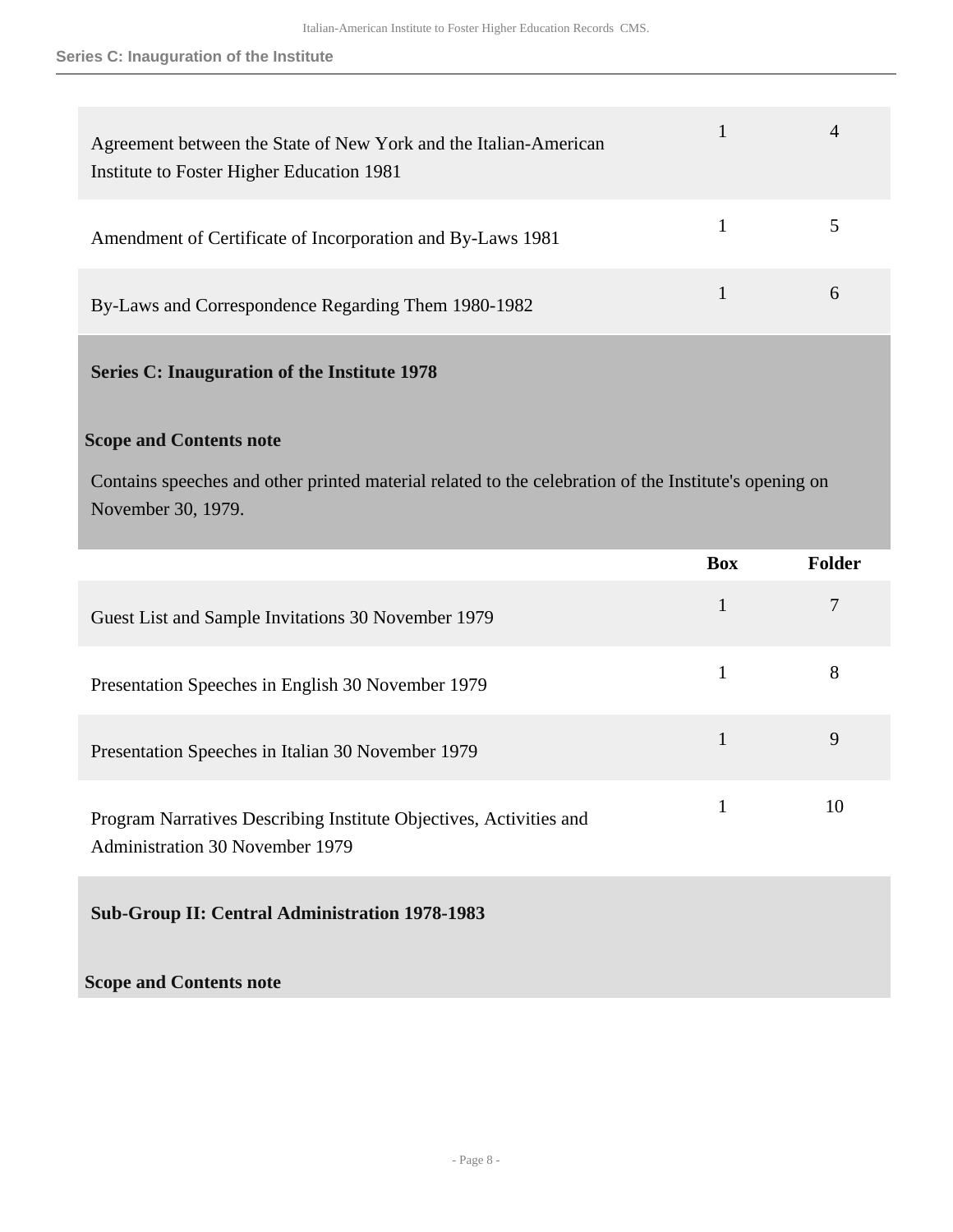| | Box | Folder |
|---|---|---|
| Agreement between the State of New York and the Italian-American Institute to Foster Higher Education 1981 | 1 | 4 |
| Amendment of Certificate of Incorporation and By-Laws 1981 | 1 | 5 |
| By-Laws and Correspondence Regarding Them 1980-1982 | 1 | 6 |

### Series C: Inauguration of the Institute 1978

**Scope and Contents note**

Contains speeches and other printed material related to the celebration of the Institute's opening on November 30, 1979.

| | Box | Folder |
|---|---|---|
| Guest List and Sample Invitations 30 November 1979 | 1 | 7 |
| Presentation Speeches in English 30 November 1979 | 1 | 8 |
| Presentation Speeches in Italian 30 November 1979 | 1 | 9 |
| Program Narratives Describing Institute Objectives, Activities and Administration 30 November 1979 | 1 | 10 |

## Sub-Group II: Central Administration 1978-1983

**Scope and Contents note**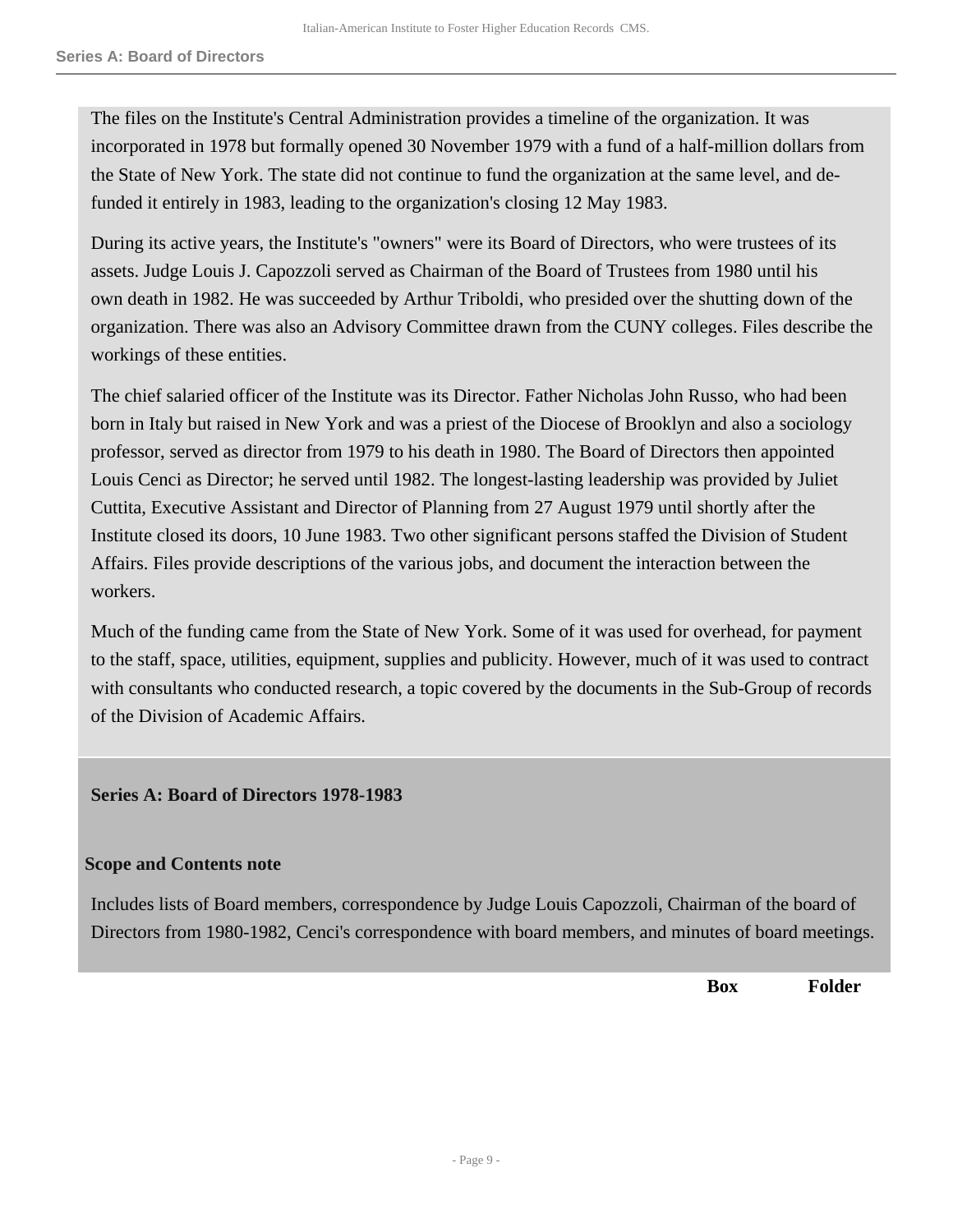The files on the Institute's Central Administration provides a timeline of the organization. It was incorporated in 1978 but formally opened 30 November 1979 with a fund of a half-million dollars from the State of New York. The state did not continue to fund the organization at the same level, and de-funded it entirely in 1983, leading to the organization's closing 12 May 1983.

During its active years, the Institute's "owners" were its Board of Directors, who were trustees of its assets. Judge Louis J. Capozzoli served as Chairman of the Board of Trustees from 1980 until his own death in 1982. He was succeeded by Arthur Triboldi, who presided over the shutting down of the organization. There was also an Advisory Committee drawn from the CUNY colleges. Files describe the workings of these entities.

The chief salaried officer of the Institute was its Director. Father Nicholas John Russo, who had been born in Italy but raised in New York and was a priest of the Diocese of Brooklyn and also a sociology professor, served as director from 1979 to his death in 1980. The Board of Directors then appointed Louis Cenci as Director; he served until 1982. The longest-lasting leadership was provided by Juliet Cuttita, Executive Assistant and Director of Planning from 27 August 1979 until shortly after the Institute closed its doors, 10 June 1983. Two other significant persons staffed the Division of Student Affairs. Files provide descriptions of the various jobs, and document the interaction between the workers.

Much of the funding came from the State of New York. Some of it was used for overhead, for payment to the staff, space, utilities, equipment, supplies and publicity. However, much of it was used to contract with consultants who conducted research, a topic covered by the documents in the Sub-Group of records of the Division of Academic Affairs.

## Series A: Board of Directors 1978-1983

### Scope and Contents note

Includes lists of Board members, correspondence by Judge Louis Capozzoli, Chairman of the board of Directors from 1980-1982, Cenci's correspondence with board members, and minutes of board meetings.

| Box | Folder |
| --- | --- |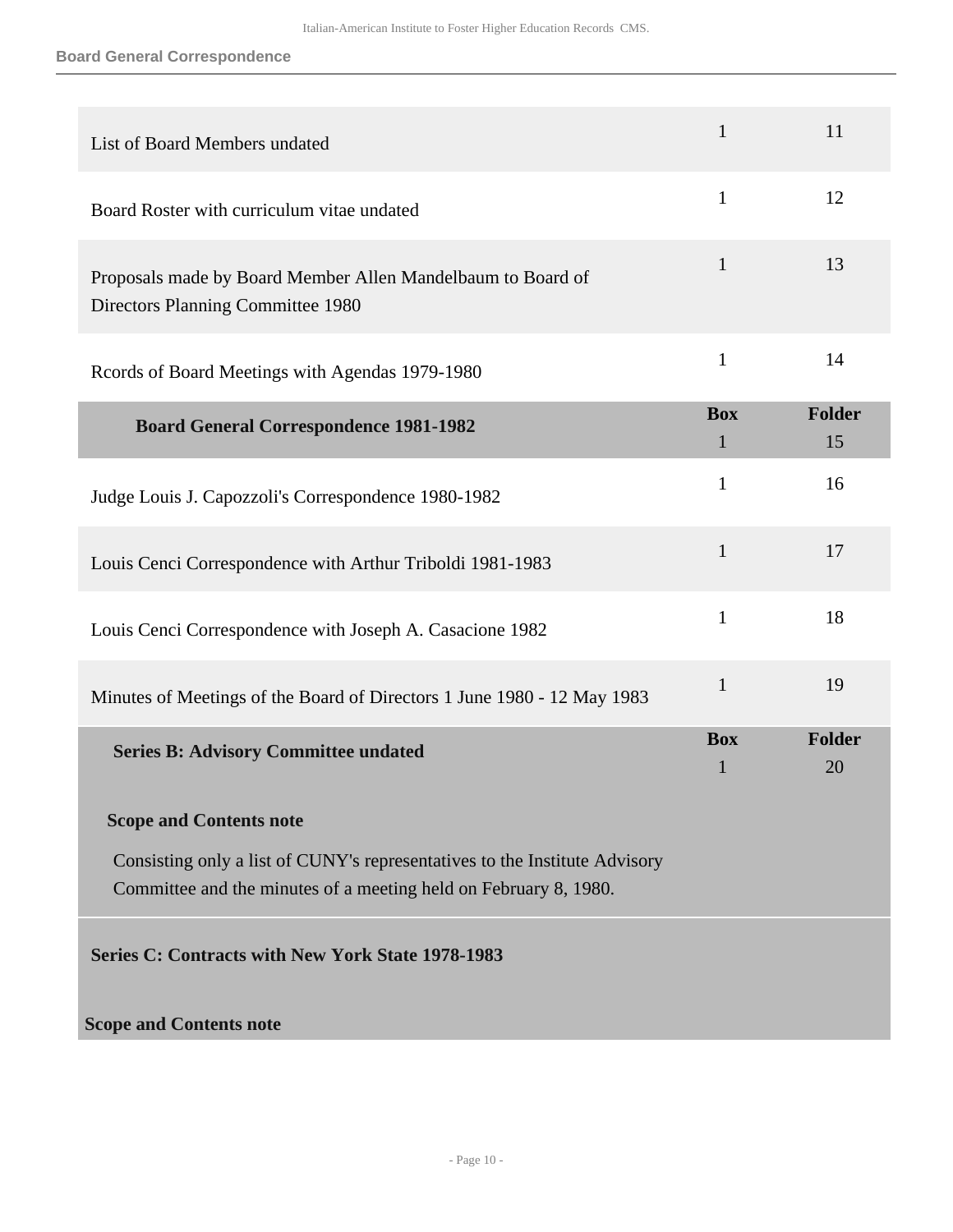| | Box | Folder |
|---|---|---|
| List of Board Members undated | 1 | 11 |
| Board Roster with curriculum vitae undated | 1 | 12 |
| Proposals made by Board Member Allen Mandelbaum to Board of Directors Planning Committee 1980 | 1 | 13 |
| Rcords of Board Meetings with Agendas 1979-1980 | 1 | 14 |
| **Board General Correspondence 1981-1982** | **Box** 1 | **Folder** 15 |
| Judge Louis J. Capozzoli's Correspondence 1980-1982 | 1 | 16 |
| Louis Cenci Correspondence with Arthur Triboldi 1981-1983 | 1 | 17 |
| Louis Cenci Correspondence with Joseph A. Casacione 1982 | 1 | 18 |
| Minutes of Meetings of the Board of Directors 1 June 1980 - 12 May 1983 | 1 | 19 |
| **Series B: Advisory Committee undated** | **Box** 1 | **Folder** 20 |

**Scope and Contents note**

Consisting only a list of CUNY's representatives to the Institute Advisory Committee and the minutes of a meeting held on February 8, 1980.

**Series C: Contracts with New York State 1978-1983**

**Scope and Contents note**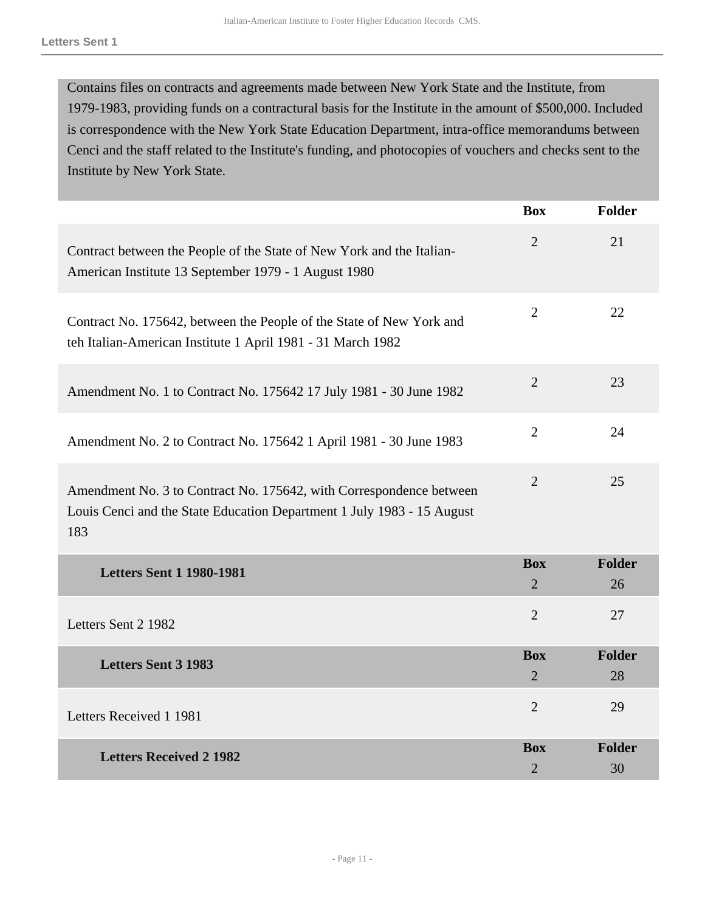Contains files on contracts and agreements made between New York State and the Institute, from 1979-1983, providing funds on a contractural basis for the Institute in the amount of $500,000. Included is correspondence with the New York State Education Department, intra-office memorandums between Cenci and the staff related to the Institute's funding, and photocopies of vouchers and checks sent to the Institute by New York State.

| | Box | Folder |
|---|---|---|
| Contract between the People of the State of New York and the Italian-American Institute 13 September 1979 - 1 August 1980 | 2 | 21 |
| Contract No. 175642, between the People of the State of New York and teh Italian-American Institute 1 April 1981 - 31 March 1982 | 2 | 22 |
| Amendment No. 1 to Contract No. 175642 17 July 1981 - 30 June 1982 | 2 | 23 |
| Amendment No. 2 to Contract No. 175642 1 April 1981 - 30 June 1983 | 2 | 24 |
| Amendment No. 3 to Contract No. 175642, with Correspondence between Louis Cenci and the State Education Department 1 July 1983 - 15 August 183 | 2 | 25 |

| Letters Sent 1 1980-1981 | Box | Folder |
|---|---|---|
| | 2 | 26 |
| Letters Sent 2 1982 | 2 | 27 |

| Letters Sent 3 1983 | Box | Folder |
|---|---|---|
| | 2 | 28 |
| Letters Received 1 1981 | 2 | 29 |

| Letters Received 2 1982 | Box | Folder |
|---|---|---|
| | 2 | 30 |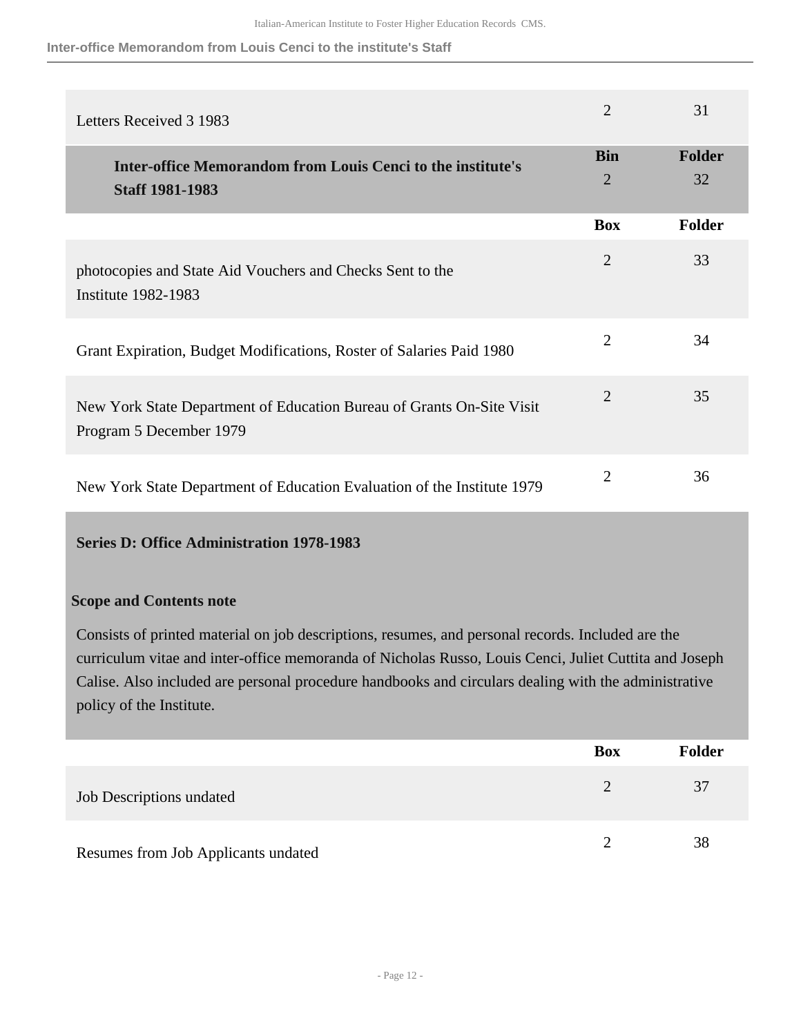| | | |
|---|---|---|
| Letters Received 3 1983 | 2 | 31 |

| **Inter-office Memorandom from Louis Cenci to the institute's Staff 1981-1983** | **Bin** | **Folder** |
|---|---|---|
| | 2 | 32 |

| | **Box** | **Folder** |
|---|---|---|
| photocopies and State Aid Vouchers and Checks Sent to the Institute 1982-1983 | 2 | 33 |
| Grant Expiration, Budget Modifications, Roster of Salaries Paid 1980 | 2 | 34 |
| New York State Department of Education Bureau of Grants On-Site Visit Program 5 December 1979 | 2 | 35 |
| New York State Department of Education Evaluation of the Institute 1979 | 2 | 36 |

**Series D: Office Administration 1978-1983**

**Scope and Contents note**

Consists of printed material on job descriptions, resumes, and personal records. Included are the curriculum vitae and inter-office memoranda of Nicholas Russo, Louis Cenci, Juliet Cuttita and Joseph Calise. Also included are personal procedure handbooks and circulars dealing with the administrative policy of the Institute.

| | **Box** | **Folder** |
|---|---|---|
| Job Descriptions undated | 2 | 37 |
| Resumes from Job Applicants undated | 2 | 38 |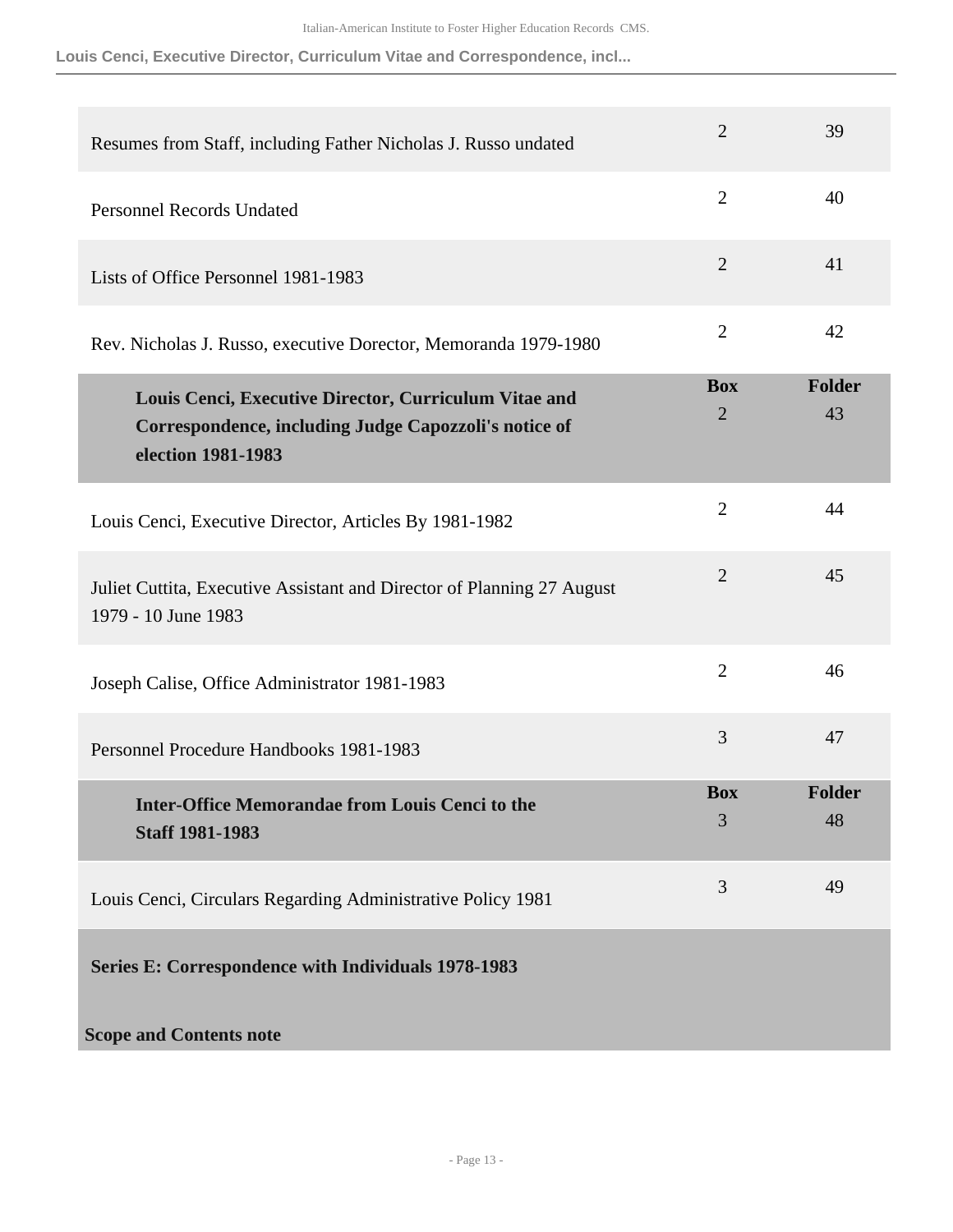| | | |
|---|---|---|
| Resumes from Staff, including Father Nicholas J. Russo undated | 2 | 39 |
| Personnel Records Undated | 2 | 40 |
| Lists of Office Personnel 1981-1983 | 2 | 41 |
| Rev. Nicholas J. Russo, executive Dorector, Memoranda 1979-1980 | 2 | 42 |
| **Louis Cenci, Executive Director, Curriculum Vitae and Correspondence, including Judge Capozzoli's notice of election 1981-1983** | **Box** 2 | **Folder** 43 |
| Louis Cenci, Executive Director, Articles By 1981-1982 | 2 | 44 |
| Juliet Cuttita, Executive Assistant and Director of Planning 27 August 1979 - 10 June 1983 | 2 | 45 |
| Joseph Calise, Office Administrator 1981-1983 | 2 | 46 |
| Personnel Procedure Handbooks 1981-1983 | 3 | 47 |
| **Inter-Office Memorandae from Louis Cenci to the Staff 1981-1983** | **Box** 3 | **Folder** 48 |
| Louis Cenci, Circulars Regarding Administrative Policy 1981 | 3 | 49 |

**Series E: Correspondence with Individuals 1978-1983**

**Scope and Contents note**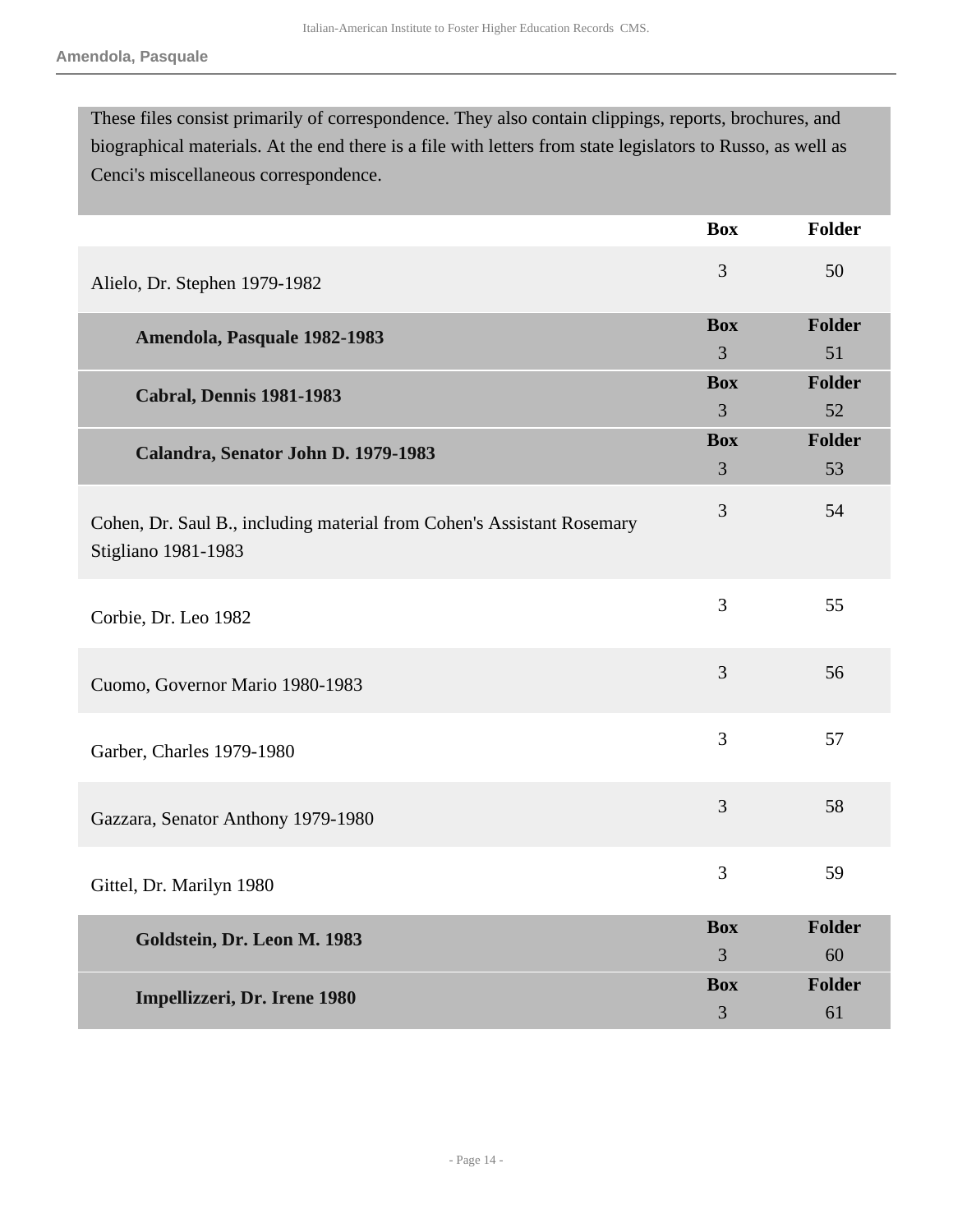These files consist primarily of correspondence. They also contain clippings, reports, brochures, and biographical materials. At the end there is a file with letters from state legislators to Russo, as well as Cenci's miscellaneous correspondence.

| | Box | Folder |
|---|---|---|
| Alielo, Dr. Stephen 1979-1982 | 3 | 50 |
| **Amendola, Pasquale 1982-1983** | 3 | 51 |
| **Cabral, Dennis 1981-1983** | 3 | 52 |
| **Calandra, Senator John D. 1979-1983** | 3 | 53 |
| Cohen, Dr. Saul B., including material from Cohen's Assistant Rosemary Stigliano 1981-1983 | 3 | 54 |
| Corbie, Dr. Leo 1982 | 3 | 55 |
| Cuomo, Governor Mario 1980-1983 | 3 | 56 |
| Garber, Charles 1979-1980 | 3 | 57 |
| Gazzara, Senator Anthony 1979-1980 | 3 | 58 |
| Gittel, Dr. Marilyn 1980 | 3 | 59 |
| **Goldstein, Dr. Leon M. 1983** | 3 | 60 |
| **Impellizzeri, Dr. Irene 1980** | 3 | 61 |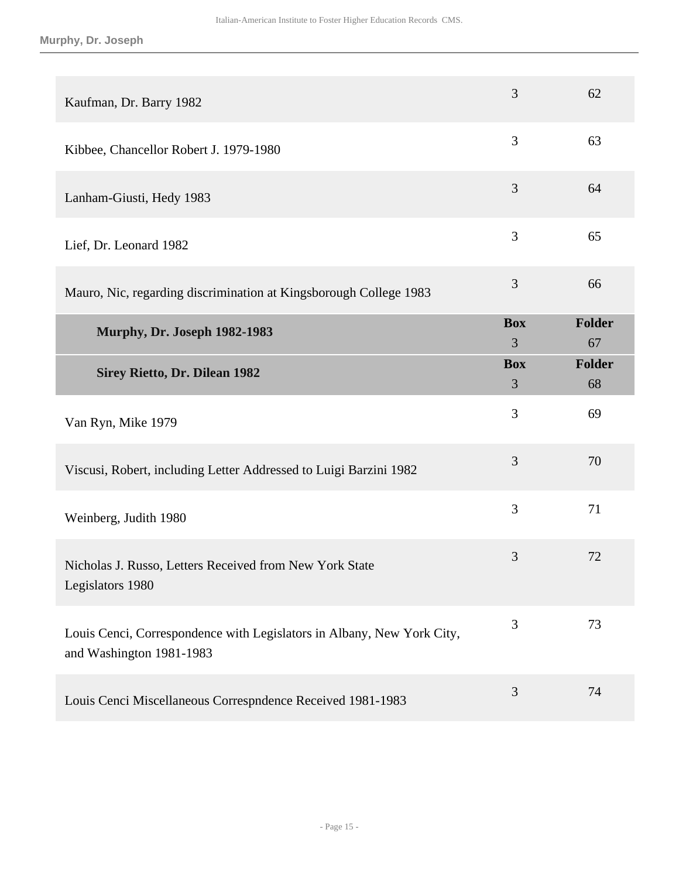| | Box | Folder |
|---|---|---|
| Kaufman, Dr. Barry 1982 | 3 | 62 |
| Kibbee, Chancellor Robert J. 1979-1980 | 3 | 63 |
| Lanham-Giusti, Hedy 1983 | 3 | 64 |
| Lief, Dr. Leonard 1982 | 3 | 65 |
| Mauro, Nic, regarding discrimination at Kingsborough College 1983 | 3 | 66 |
| **Murphy, Dr. Joseph 1982-1983** | 3 | 67 |
| **Sirey Rietto, Dr. Dilean 1982** | 3 | 68 |
| Van Ryn, Mike 1979 | 3 | 69 |
| Viscusi, Robert, including Letter Addressed to Luigi Barzini 1982 | 3 | 70 |
| Weinberg, Judith 1980 | 3 | 71 |
| Nicholas J. Russo, Letters Received from New York State Legislators 1980 | 3 | 72 |
| Louis Cenci, Correspondence with Legislators in Albany, New York City, and Washington 1981-1983 | 3 | 73 |
| Louis Cenci Miscellaneous Correspndence Received 1981-1983 | 3 | 74 |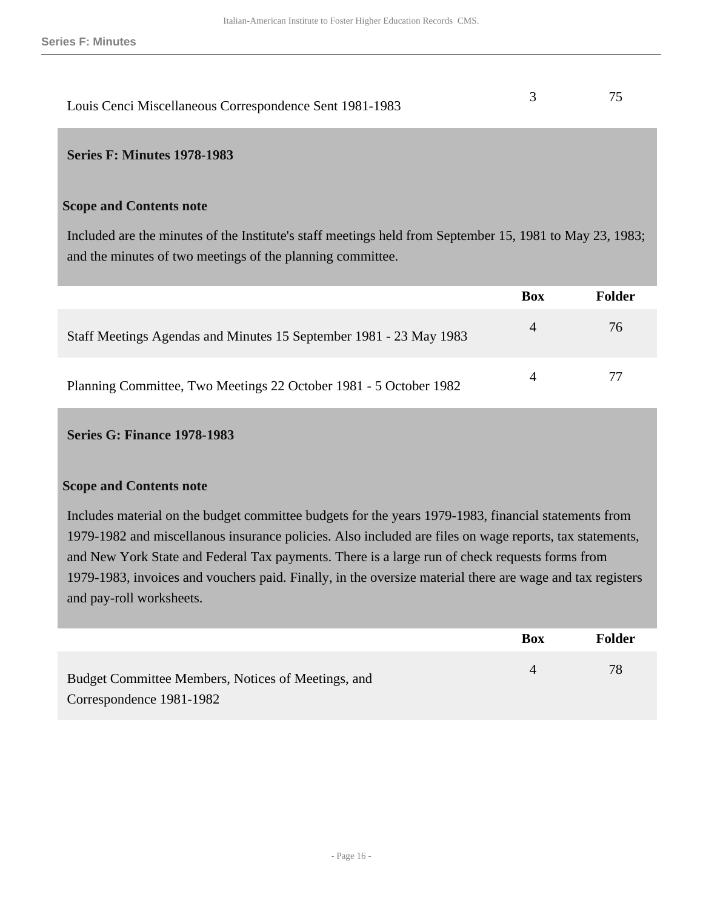| | Box | Folder |
|---|---|---|
| Louis Cenci Miscellaneous Correspondence Sent 1981-1983 | 3 | 75 |

## Series F: Minutes 1978-1983

### Scope and Contents note

Included are the minutes of the Institute's staff meetings held from September 15, 1981 to May 23, 1983; and the minutes of two meetings of the planning committee.

| | Box | Folder |
|---|---|---|
| Staff Meetings Agendas and Minutes 15 September 1981 - 23 May 1983 | 4 | 76 |
| Planning Committee, Two Meetings 22 October 1981 - 5 October 1982 | 4 | 77 |

## Series G: Finance 1978-1983

### Scope and Contents note

Includes material on the budget committee budgets for the years 1979-1983, financial statements from 1979-1982 and miscellanous insurance policies. Also included are files on wage reports, tax statements, and New York State and Federal Tax payments. There is a large run of check requests forms from 1979-1983, invoices and vouchers paid. Finally, in the oversize material there are wage and tax registers and pay-roll worksheets.

| | Box | Folder |
|---|---|---|
| Budget Committee Members, Notices of Meetings, and Correspondence 1981-1982 | 4 | 78 |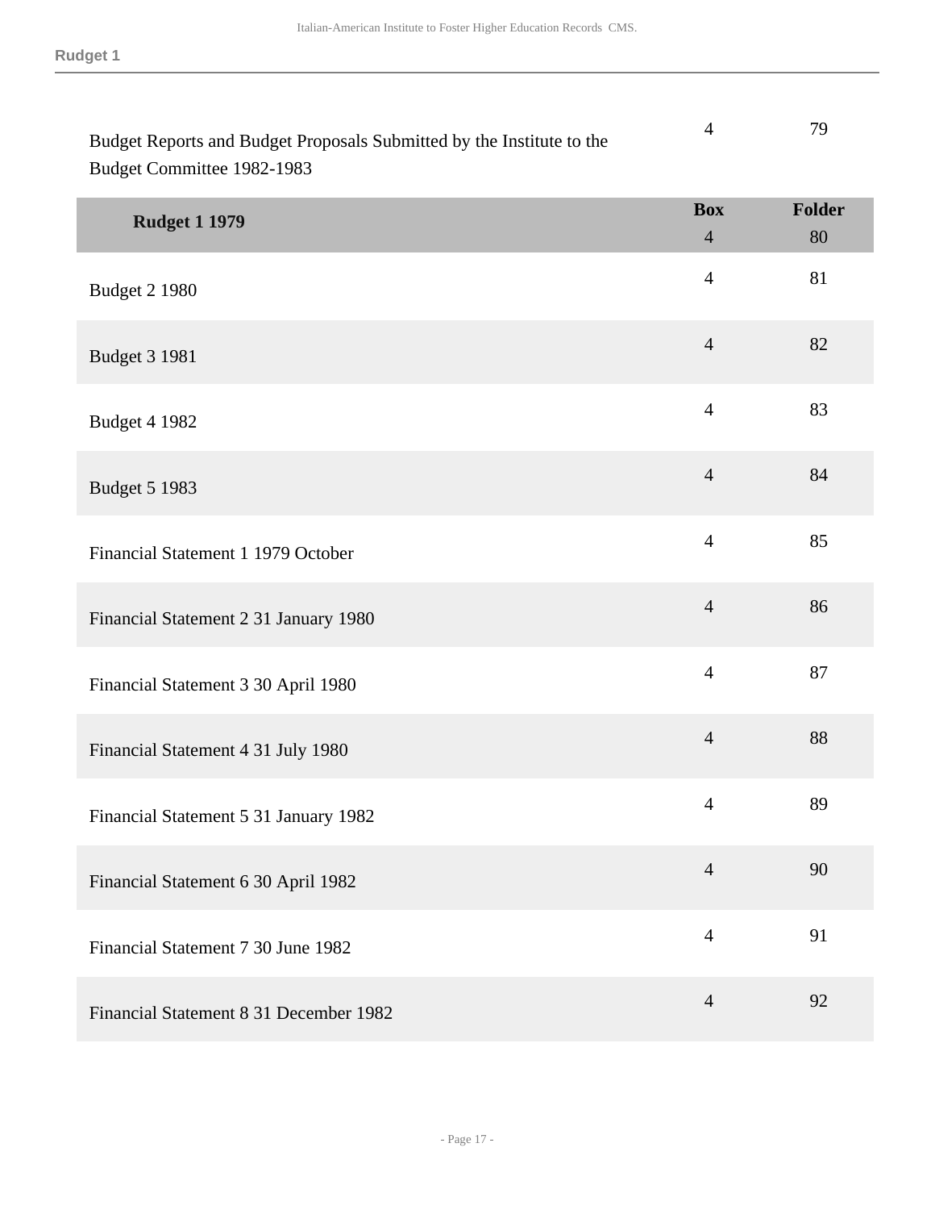| | Box | Folder |
|---|---|---|
| Budget Reports and Budget Proposals Submitted by the Institute to the Budget Committee 1982-1983 | 4 | 79 |

| **Rudget 1 1979** | **Box** | **Folder** |
|---|---|---|
| | 4 | 80 |
| Budget 2 1980 | 4 | 81 |
| Budget 3 1981 | 4 | 82 |
| Budget 4 1982 | 4 | 83 |
| Budget 5 1983 | 4 | 84 |
| Financial Statement 1 1979 October | 4 | 85 |
| Financial Statement 2 31 January 1980 | 4 | 86 |
| Financial Statement 3 30 April 1980 | 4 | 87 |
| Financial Statement 4 31 July 1980 | 4 | 88 |
| Financial Statement 5 31 January 1982 | 4 | 89 |
| Financial Statement 6 30 April 1982 | 4 | 90 |
| Financial Statement 7 30 June 1982 | 4 | 91 |
| Financial Statement 8 31 December 1982 | 4 | 92 |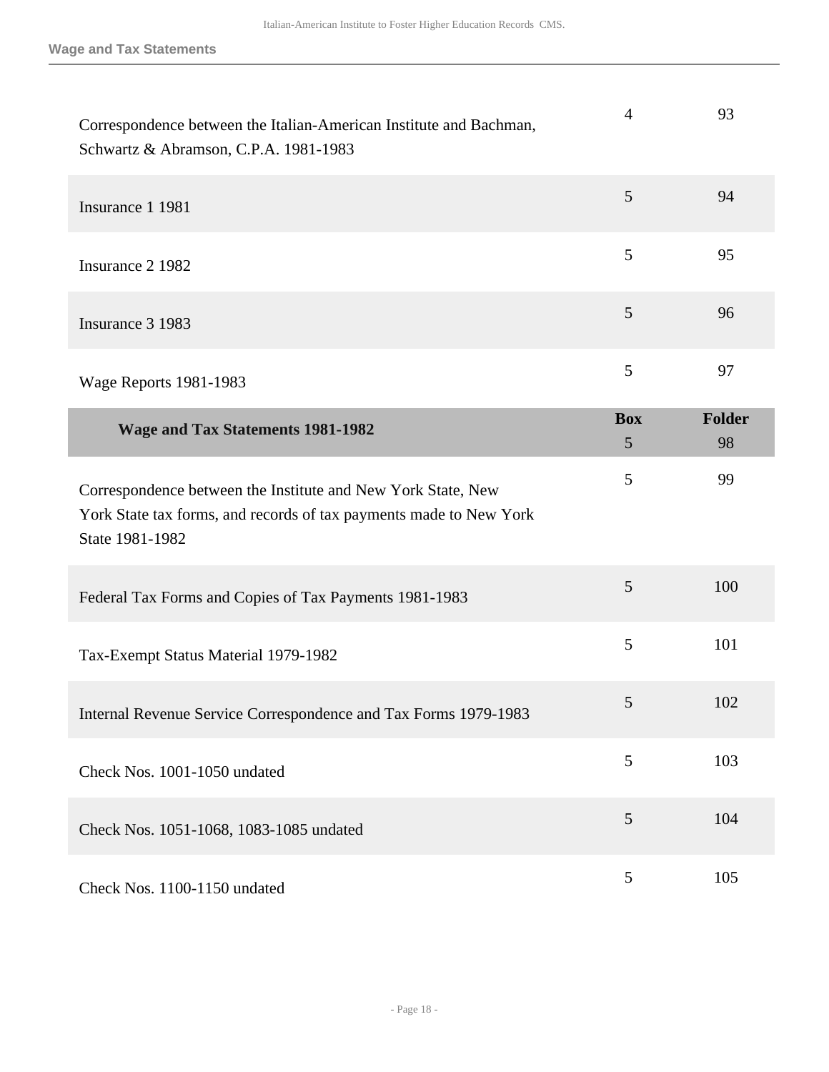| | | |
|---|---|---|
| Correspondence between the Italian-American Institute and Bachman, Schwartz & Abramson, C.P.A. 1981-1983 | 4 | 93 |
| Insurance 1 1981 | 5 | 94 |
| Insurance 2 1982 | 5 | 95 |
| Insurance 3 1983 | 5 | 96 |
| Wage Reports 1981-1983 | 5 | 97 |

| **Wage and Tax Statements 1981-1982** | **Box** | **Folder** |
|---|---|---|
| | 5 | 98 |
| Correspondence between the Institute and New York State, New York State tax forms, and records of tax payments made to New York State 1981-1982 | 5 | 99 |
| Federal Tax Forms and Copies of Tax Payments 1981-1983 | 5 | 100 |
| Tax-Exempt Status Material 1979-1982 | 5 | 101 |
| Internal Revenue Service Correspondence and Tax Forms 1979-1983 | 5 | 102 |
| Check Nos. 1001-1050 undated | 5 | 103 |
| Check Nos. 1051-1068, 1083-1085 undated | 5 | 104 |
| Check Nos. 1100-1150 undated | 5 | 105 |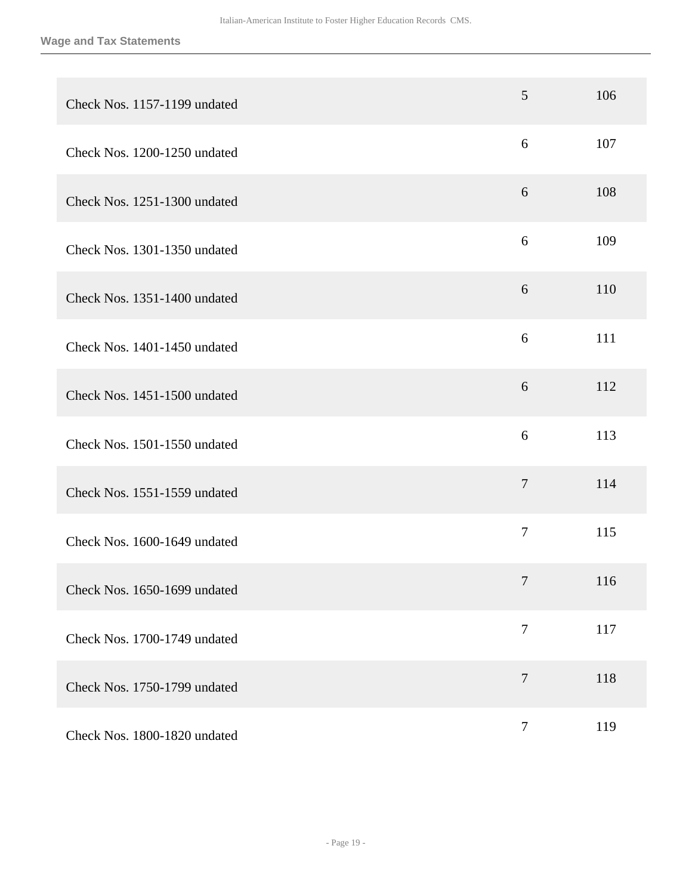**Wage and Tax Statements**

| | | |
|---|---|---|
| Check Nos. 1157-1199 undated | 5 | 106 |
| Check Nos. 1200-1250 undated | 6 | 107 |
| Check Nos. 1251-1300 undated | 6 | 108 |
| Check Nos. 1301-1350 undated | 6 | 109 |
| Check Nos. 1351-1400 undated | 6 | 110 |
| Check Nos. 1401-1450 undated | 6 | 111 |
| Check Nos. 1451-1500 undated | 6 | 112 |
| Check Nos. 1501-1550 undated | 6 | 113 |
| Check Nos. 1551-1559 undated | 7 | 114 |
| Check Nos. 1600-1649 undated | 7 | 115 |
| Check Nos. 1650-1699 undated | 7 | 116 |
| Check Nos. 1700-1749 undated | 7 | 117 |
| Check Nos. 1750-1799 undated | 7 | 118 |
| Check Nos. 1800-1820 undated | 7 | 119 |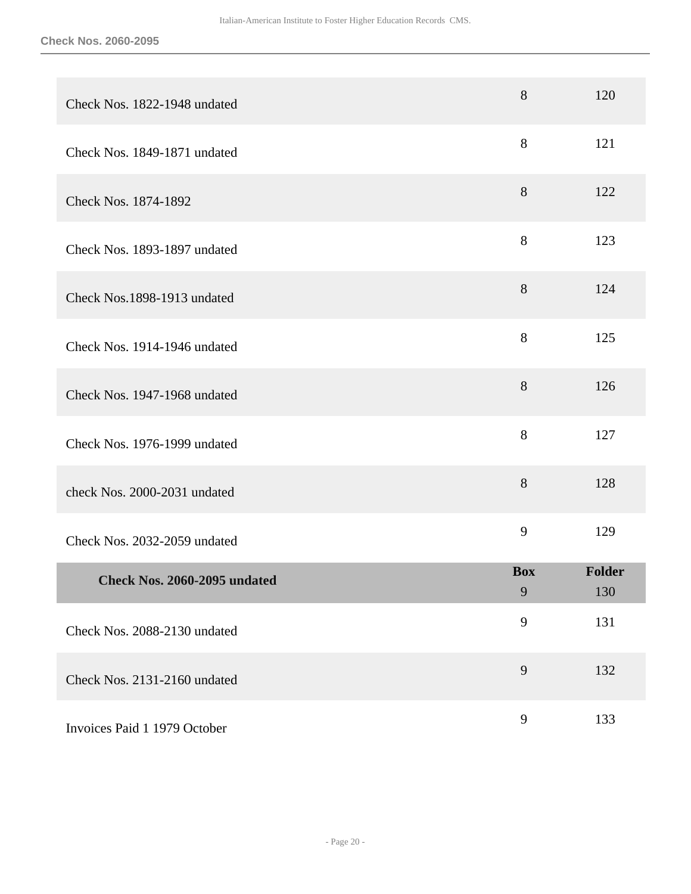| | Box | Folder |
|---|---|---|
| Check Nos. 1822-1948 undated | 8 | 120 |
| Check Nos. 1849-1871 undated | 8 | 121 |
| Check Nos. 1874-1892 | 8 | 122 |
| Check Nos. 1893-1897 undated | 8 | 123 |
| Check Nos.1898-1913 undated | 8 | 124 |
| Check Nos. 1914-1946 undated | 8 | 125 |
| Check Nos. 1947-1968 undated | 8 | 126 |
| Check Nos. 1976-1999 undated | 8 | 127 |
| check Nos. 2000-2031 undated | 8 | 128 |
| Check Nos. 2032-2059 undated | 9 | 129 |
| **Check Nos. 2060-2095 undated** | 9 | 130 |
| Check Nos. 2088-2130 undated | 9 | 131 |
| Check Nos. 2131-2160 undated | 9 | 132 |
| Invoices Paid 1 1979 October | 9 | 133 |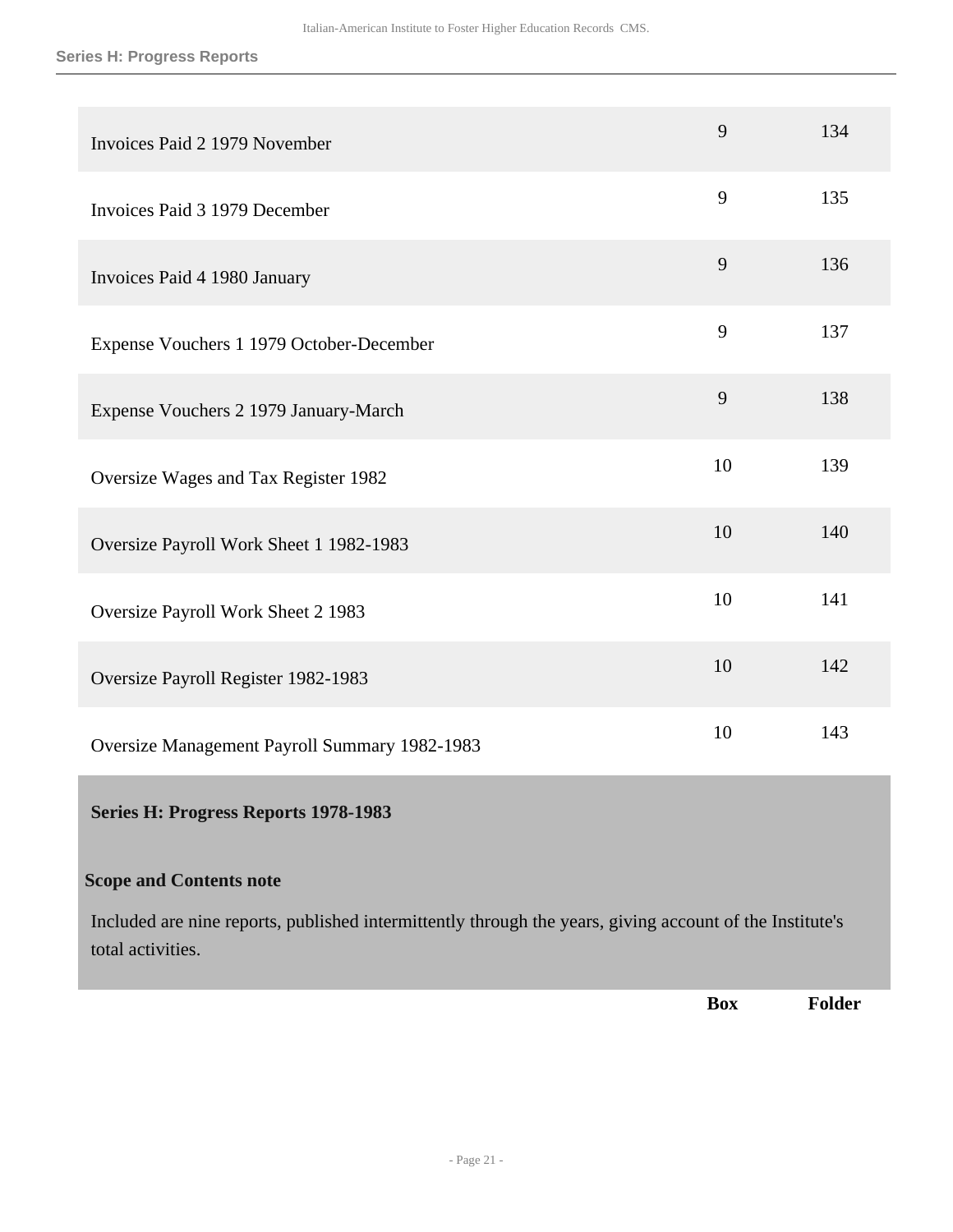| | Box | Folder |
|---|---|---|
| Invoices Paid 2 1979 November | 9 | 134 |
| Invoices Paid 3 1979 December | 9 | 135 |
| Invoices Paid 4 1980 January | 9 | 136 |
| Expense Vouchers 1 1979 October-December | 9 | 137 |
| Expense Vouchers 2 1979 January-March | 9 | 138 |
| Oversize Wages and Tax Register 1982 | 10 | 139 |
| Oversize Payroll Work Sheet 1 1982-1983 | 10 | 140 |
| Oversize Payroll Work Sheet 2 1983 | 10 | 141 |
| Oversize Payroll Register 1982-1983 | 10 | 142 |
| Oversize Management Payroll Summary 1982-1983 | 10 | 143 |

## Series H: Progress Reports 1978-1983

**Scope and Contents note**

Included are nine reports, published intermittently through the years, giving account of the Institute's total activities.

| | Box | Folder |
|---|---|---|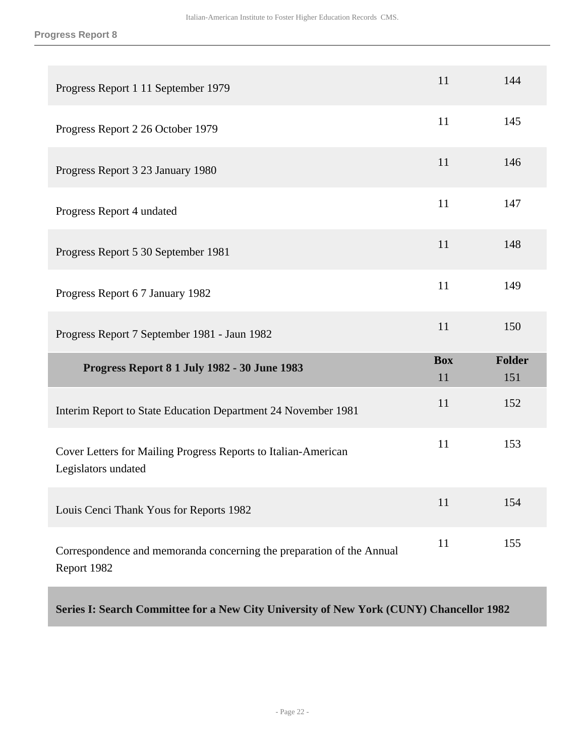| | | |
|---|---|---|
| Progress Report 1 11 September 1979 | 11 | 144 |
| Progress Report 2 26 October 1979 | 11 | 145 |
| Progress Report 3 23 January 1980 | 11 | 146 |
| Progress Report 4 undated | 11 | 147 |
| Progress Report 5 30 September 1981 | 11 | 148 |
| Progress Report 6 7 January 1982 | 11 | 149 |
| Progress Report 7 September 1981 - Jaun 1982 | 11 | 150 |
| **Progress Report 8 1 July 1982 - 30 June 1983** | **Box** 11 | **Folder** 151 |
| Interim Report to State Education Department 24 November 1981 | 11 | 152 |
| Cover Letters for Mailing Progress Reports to Italian-American Legislators undated | 11 | 153 |
| Louis Cenci Thank Yous for Reports 1982 | 11 | 154 |
| Correspondence and memoranda concerning the preparation of the Annual Report 1982 | 11 | 155 |

**Series I: Search Committee for a New City University of New York (CUNY) Chancellor 1982**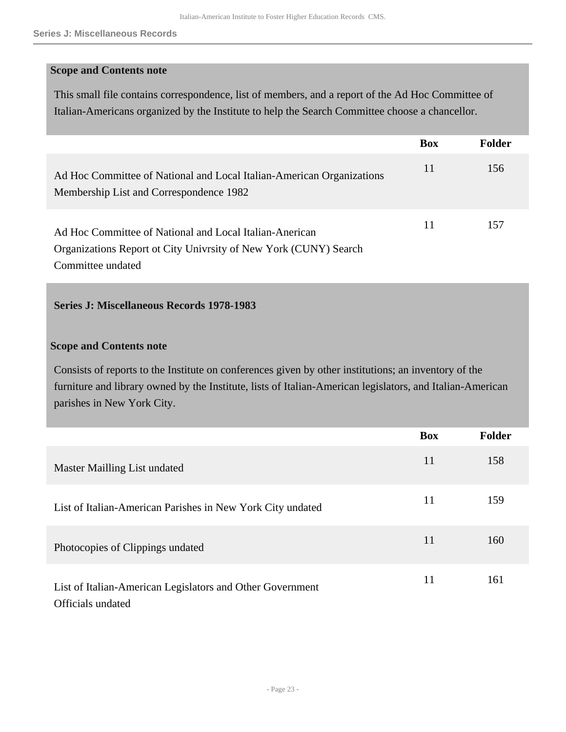**Scope and Contents note**

This small file contains correspondence, list of members, and a report of the Ad Hoc Committee of Italian-Americans organized by the Institute to help the Search Committee choose a chancellor.

| | Box | Folder |
|---|---|---|
| Ad Hoc Committee of National and Local Italian-American Organizations Membership List and Correspondence 1982 | 11 | 156 |
| Ad Hoc Committee of National and Local Italian-American Organizations Report ot City Univrsity of New York (CUNY) Search Committee undated | 11 | 157 |

## Series J: Miscellaneous Records 1978-1983

**Scope and Contents note**

Consists of reports to the Institute on conferences given by other institutions; an inventory of the furniture and library owned by the Institute, lists of Italian-American legislators, and Italian-American parishes in New York City.

| | Box | Folder |
|---|---|---|
| Master Mailling List undated | 11 | 158 |
| List of Italian-American Parishes in New York City undated | 11 | 159 |
| Photocopies of Clippings undated | 11 | 160 |
| List of Italian-American Legislators and Other Government Officials undated | 11 | 161 |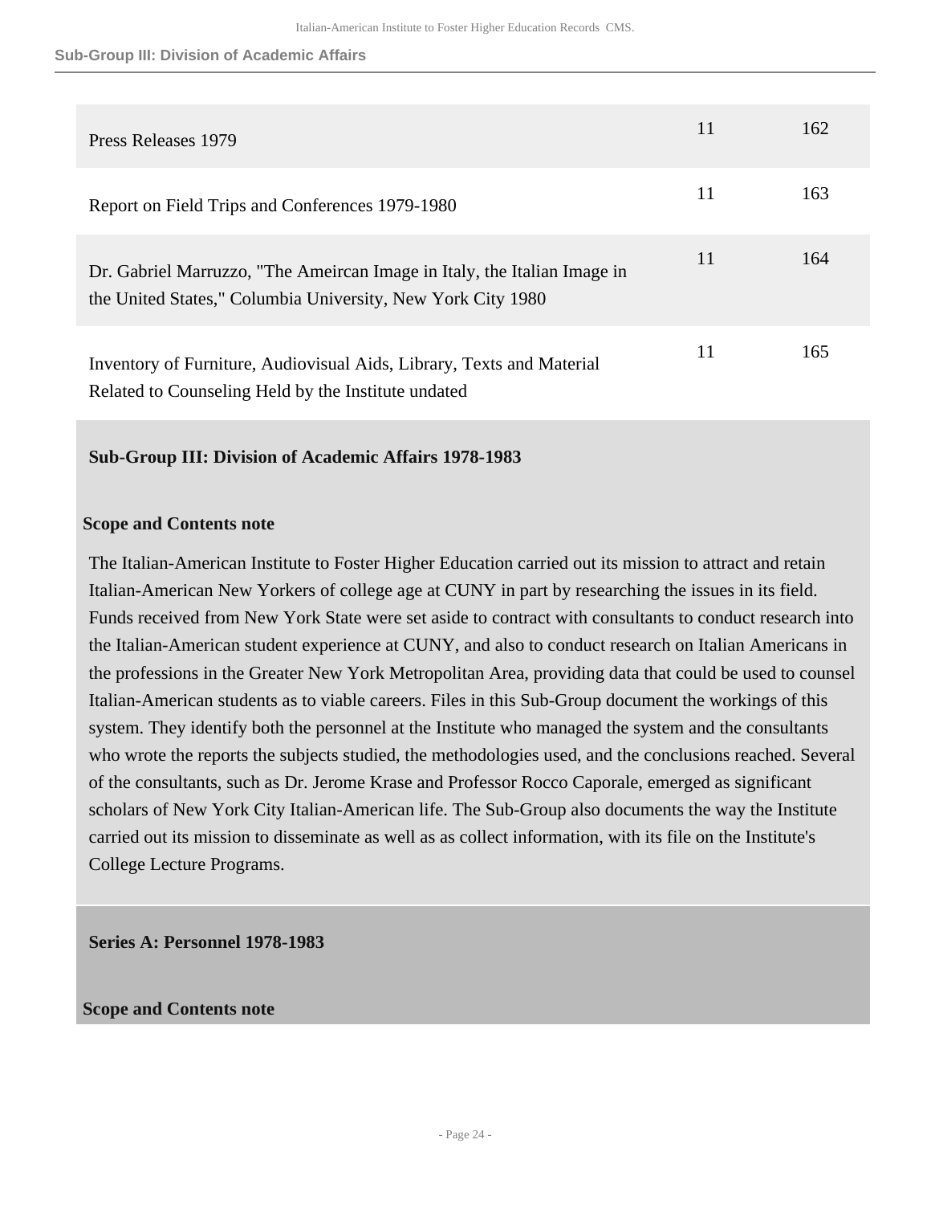| | | |
|---|---|---|
| Press Releases 1979 | 11 | 162 |
| Report on Field Trips and Conferences 1979-1980 | 11 | 163 |
| Dr. Gabriel Marruzzo, "The Ameircan Image in Italy, the Italian Image in the United States," Columbia University, New York City 1980 | 11 | 164 |
| Inventory of Furniture, Audiovisual Aids, Library, Texts and Material Related to Counseling Held by the Institute undated | 11 | 165 |

## Sub-Group III: Division of Academic Affairs 1978-1983

**Scope and Contents note**

The Italian-American Institute to Foster Higher Education carried out its mission to attract and retain Italian-American New Yorkers of college age at CUNY in part by researching the issues in its field. Funds received from New York State were set aside to contract with consultants to conduct research into the Italian-American student experience at CUNY, and also to conduct research on Italian Americans in the professions in the Greater New York Metropolitan Area, providing data that could be used to counsel Italian-American students as to viable careers. Files in this Sub-Group document the workings of this system. They identify both the personnel at the Institute who managed the system and the consultants who wrote the reports the subjects studied, the methodologies used, and the conclusions reached. Several of the consultants, such as Dr. Jerome Krase and Professor Rocco Caporale, emerged as significant scholars of New York City Italian-American life. The Sub-Group also documents the way the Institute carried out its mission to disseminate as well as as collect information, with its file on the Institute's College Lecture Programs.

### Series A: Personnel 1978-1983

**Scope and Contents note**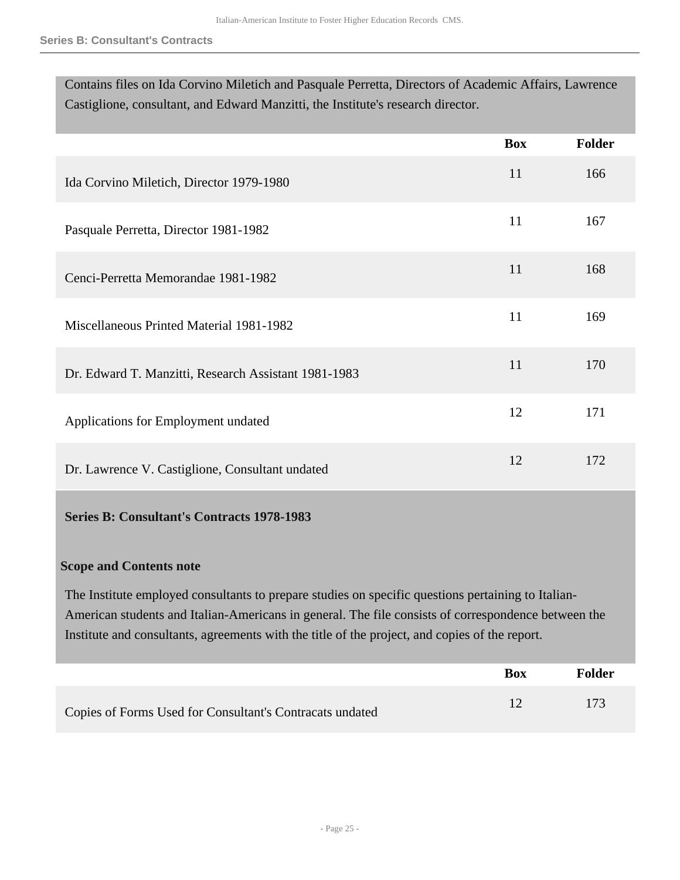Contains files on Ida Corvino Miletich and Pasquale Perretta, Directors of Academic Affairs, Lawrence Castiglione, consultant, and Edward Manzitti, the Institute's research director.

| | Box | Folder |
|---|---|---|
| Ida Corvino Miletich, Director 1979-1980 | 11 | 166 |
| Pasquale Perretta, Director 1981-1982 | 11 | 167 |
| Cenci-Perretta Memorandae 1981-1982 | 11 | 168 |
| Miscellaneous Printed Material 1981-1982 | 11 | 169 |
| Dr. Edward T. Manzitti, Research Assistant 1981-1983 | 11 | 170 |
| Applications for Employment undated | 12 | 171 |
| Dr. Lawrence V. Castiglione, Consultant undated | 12 | 172 |

**Series B: Consultant's Contracts 1978-1983**

**Scope and Contents note**

The Institute employed consultants to prepare studies on specific questions pertaining to Italian-American students and Italian-Americans in general. The file consists of correspondence between the Institute and consultants, agreements with the title of the project, and copies of the report.

| | Box | Folder |
|---|---|---|
| Copies of Forms Used for Consultant's Contracats undated | 12 | 173 |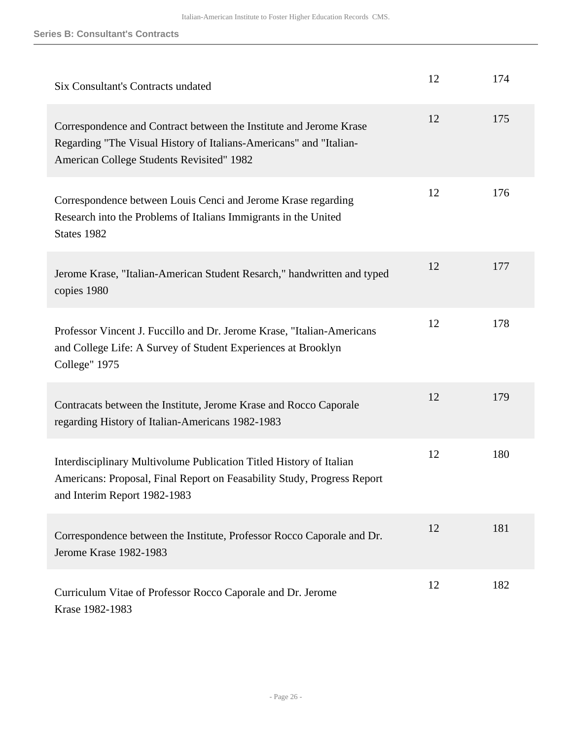**Series B: Consultant's Contracts**

| | | |
|---|---|---|
| Six Consultant's Contracts undated | 12 | 174 |
| Correspondence and Contract between the Institute and Jerome Krase Regarding "The Visual History of Italians-Americans" and "Italian-American College Students Revisited" 1982 | 12 | 175 |
| Correspondence between Louis Cenci and Jerome Krase regarding Research into the Problems of Italians Immigrants in the United States 1982 | 12 | 176 |
| Jerome Krase, "Italian-American Student Resarch," handwritten and typed copies 1980 | 12 | 177 |
| Professor Vincent J. Fuccillo and Dr. Jerome Krase, "Italian-Americans and College Life: A Survey of Student Experiences at Brooklyn College" 1975 | 12 | 178 |
| Contracats between the Institute, Jerome Krase and Rocco Caporale regarding History of Italian-Americans 1982-1983 | 12 | 179 |
| Interdisciplinary Multivolume Publication Titled History of Italian Americans: Proposal, Final Report on Feasability Study, Progress Report and Interim Report 1982-1983 | 12 | 180 |
| Correspondence between the Institute, Professor Rocco Caporale and Dr. Jerome Krase 1982-1983 | 12 | 181 |
| Curriculum Vitae of Professor Rocco Caporale and Dr. Jerome Krase 1982-1983 | 12 | 182 |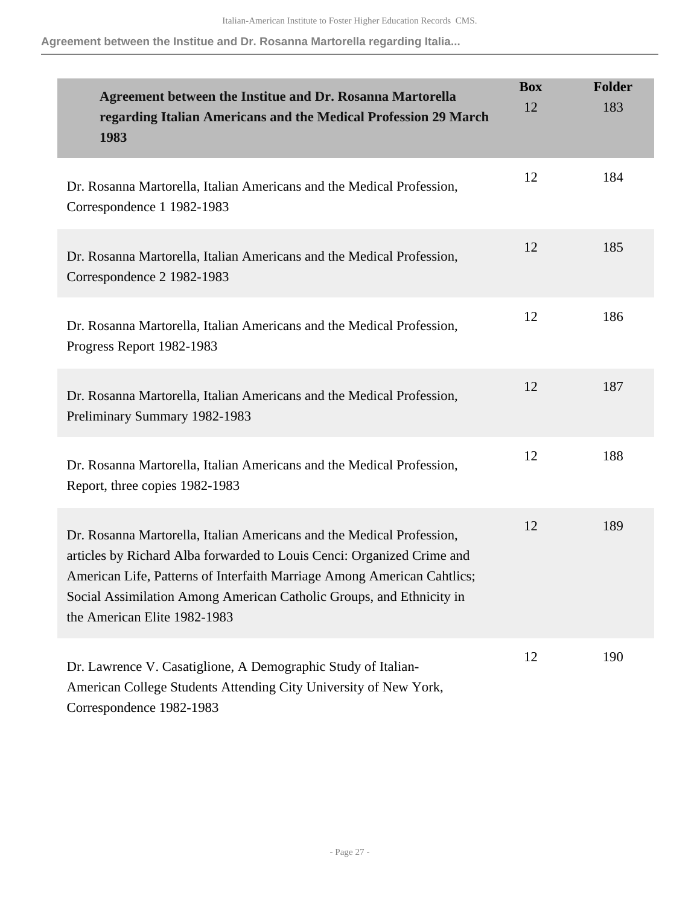| Agreement between the Institue and Dr. Rosanna Martorella regarding Italian Americans and the Medical Profession 29 March 1983 | Box 12 | Folder 183 |
|---|---|---|
| Dr. Rosanna Martorella, Italian Americans and the Medical Profession, Correspondence 1 1982-1983 | 12 | 184 |
| Dr. Rosanna Martorella, Italian Americans and the Medical Profession, Correspondence 2 1982-1983 | 12 | 185 |
| Dr. Rosanna Martorella, Italian Americans and the Medical Profession, Progress Report 1982-1983 | 12 | 186 |
| Dr. Rosanna Martorella, Italian Americans and the Medical Profession, Preliminary Summary 1982-1983 | 12 | 187 |
| Dr. Rosanna Martorella, Italian Americans and the Medical Profession, Report, three copies 1982-1983 | 12 | 188 |
| Dr. Rosanna Martorella, Italian Americans and the Medical Profession, articles by Richard Alba forwarded to Louis Cenci: Organized Crime and American Life, Patterns of Interfaith Marriage Among American Cahtlics; Social Assimilation Among American Catholic Groups, and Ethnicity in the American Elite 1982-1983 | 12 | 189 |
| Dr. Lawrence V. Casatiglione, A Demographic Study of Italian-American College Students Attending City University of New York, Correspondence 1982-1983 | 12 | 190 |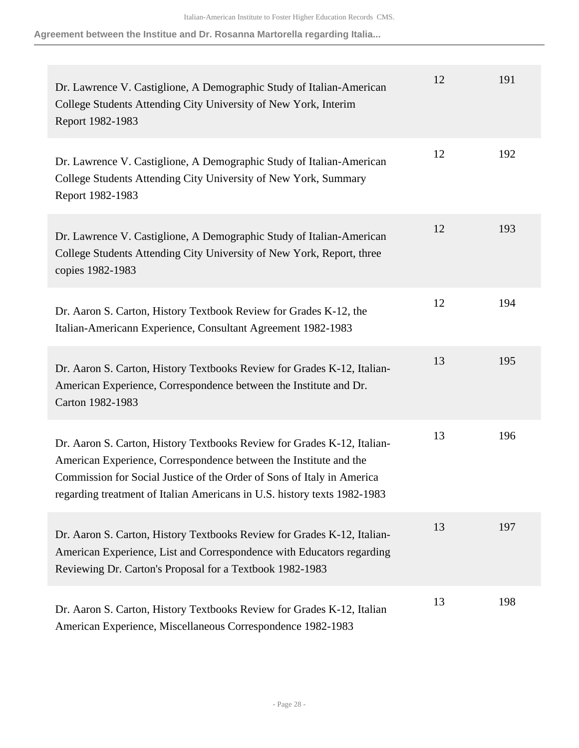| | | |
|---|---|---|
| Dr. Lawrence V. Castiglione, A Demographic Study of Italian-American College Students Attending City University of New York, Interim Report 1982-1983 | 12 | 191 |
| Dr. Lawrence V. Castiglione, A Demographic Study of Italian-American College Students Attending City University of New York, Summary Report 1982-1983 | 12 | 192 |
| Dr. Lawrence V. Castiglione, A Demographic Study of Italian-American College Students Attending City University of New York, Report, three copies 1982-1983 | 12 | 193 |
| Dr. Aaron S. Carton, History Textbook Review for Grades K-12, the Italian-Americann Experience, Consultant Agreement 1982-1983 | 12 | 194 |
| Dr. Aaron S. Carton, History Textbooks Review for Grades K-12, Italian-American Experience, Correspondence between the Institute and Dr. Carton 1982-1983 | 13 | 195 |
| Dr. Aaron S. Carton, History Textbooks Review for Grades K-12, Italian-American Experience, Correspondence between the Institute and the Commission for Social Justice of the Order of Sons of Italy in America regarding treatment of Italian Americans in U.S. history texts 1982-1983 | 13 | 196 |
| Dr. Aaron S. Carton, History Textbooks Review for Grades K-12, Italian-American Experience, List and Correspondence with Educators regarding Reviewing Dr. Carton's Proposal for a Textbook 1982-1983 | 13 | 197 |
| Dr. Aaron S. Carton, History Textbooks Review for Grades K-12, Italian American Experience, Miscellaneous Correspondence 1982-1983 | 13 | 198 |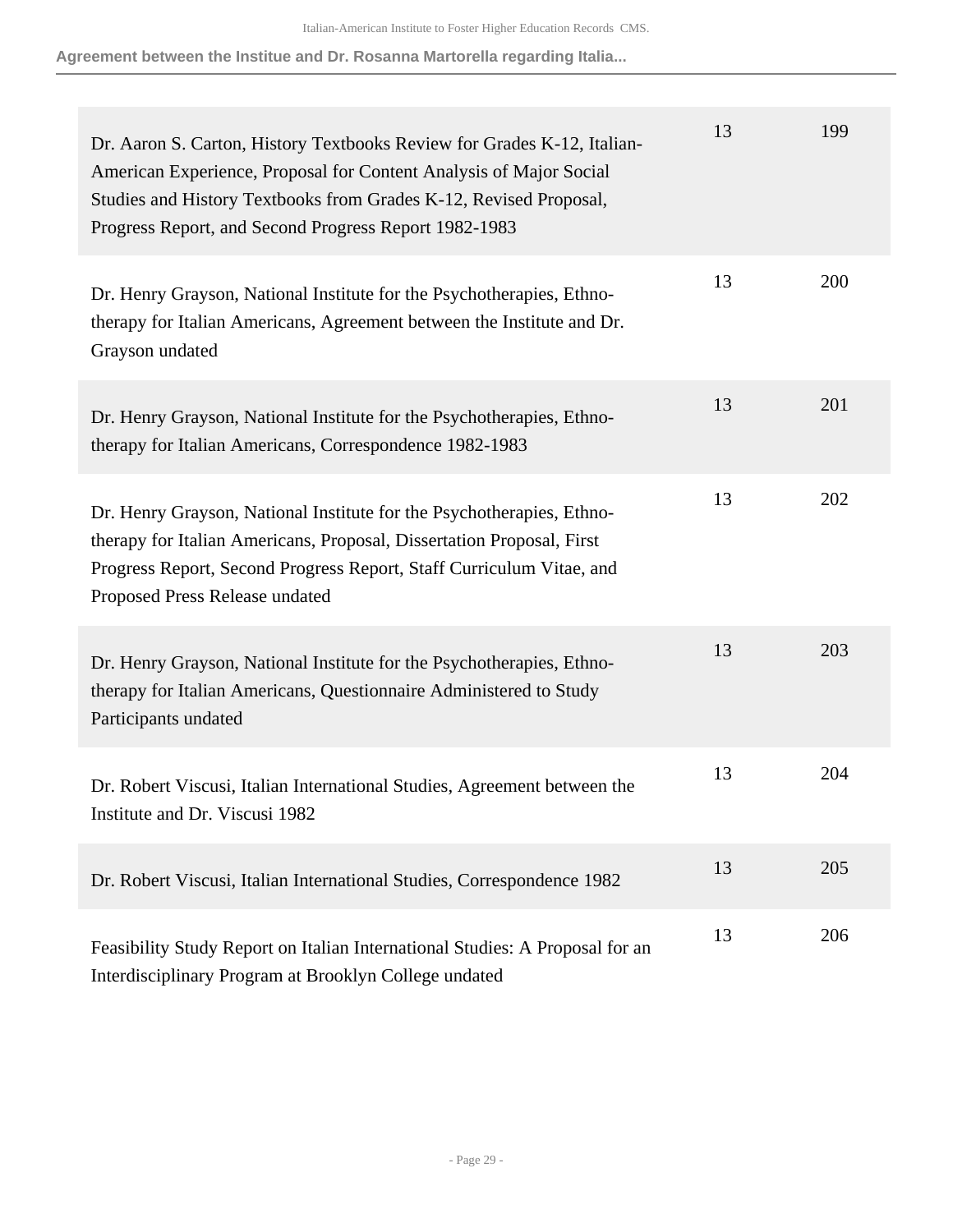| | | |
|---|---|---|
| Dr. Aaron S. Carton, History Textbooks Review for Grades K-12, Italian-American Experience, Proposal for Content Analysis of Major Social Studies and History Textbooks from Grades K-12, Revised Proposal, Progress Report, and Second Progress Report 1982-1983 | 13 | 199 |
| Dr. Henry Grayson, National Institute for the Psychotherapies, Ethno-therapy for Italian Americans, Agreement between the Institute and Dr. Grayson undated | 13 | 200 |
| Dr. Henry Grayson, National Institute for the Psychotherapies, Ethno-therapy for Italian Americans, Correspondence 1982-1983 | 13 | 201 |
| Dr. Henry Grayson, National Institute for the Psychotherapies, Ethno-therapy for Italian Americans, Proposal, Dissertation Proposal, First Progress Report, Second Progress Report, Staff Curriculum Vitae, and Proposed Press Release undated | 13 | 202 |
| Dr. Henry Grayson, National Institute for the Psychotherapies, Ethno-therapy for Italian Americans, Questionnaire Administered to Study Participants undated | 13 | 203 |
| Dr. Robert Viscusi, Italian International Studies, Agreement between the Institute and Dr. Viscusi 1982 | 13 | 204 |
| Dr. Robert Viscusi, Italian International Studies, Correspondence 1982 | 13 | 205 |
| Feasibility Study Report on Italian International Studies: A Proposal for an Interdisciplinary Program at Brooklyn College undated | 13 | 206 |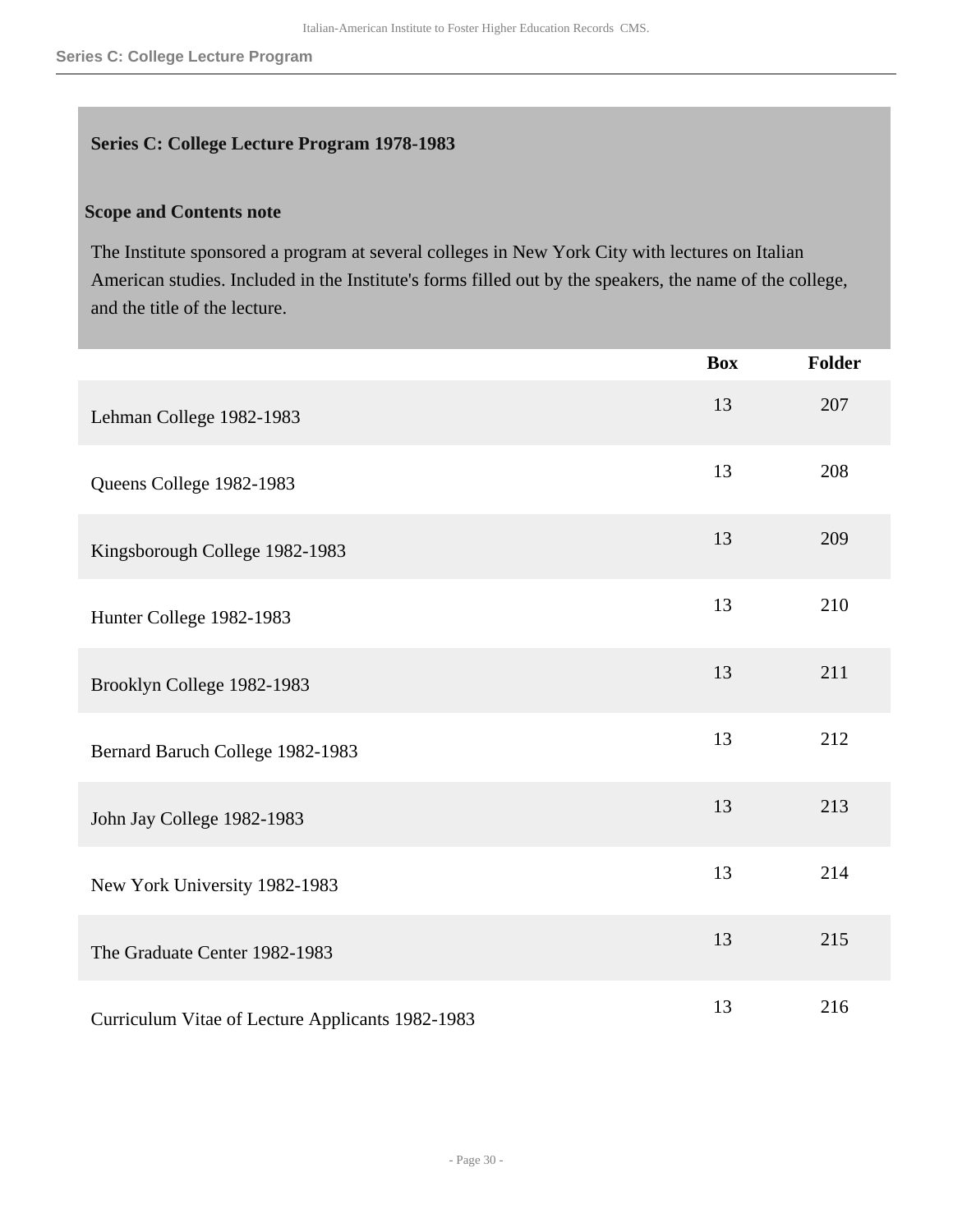## Series C: College Lecture Program 1978-1983

### Scope and Contents note

The Institute sponsored a program at several colleges in New York City with lectures on Italian American studies. Included in the Institute's forms filled out by the speakers, the name of the college, and the title of the lecture.

| | Box | Folder |
|---|---|---|
| Lehman College 1982-1983 | 13 | 207 |
| Queens College 1982-1983 | 13 | 208 |
| Kingsborough College 1982-1983 | 13 | 209 |
| Hunter College 1982-1983 | 13 | 210 |
| Brooklyn College 1982-1983 | 13 | 211 |
| Bernard Baruch College 1982-1983 | 13 | 212 |
| John Jay College 1982-1983 | 13 | 213 |
| New York University 1982-1983 | 13 | 214 |
| The Graduate Center 1982-1983 | 13 | 215 |
| Curriculum Vitae of Lecture Applicants 1982-1983 | 13 | 216 |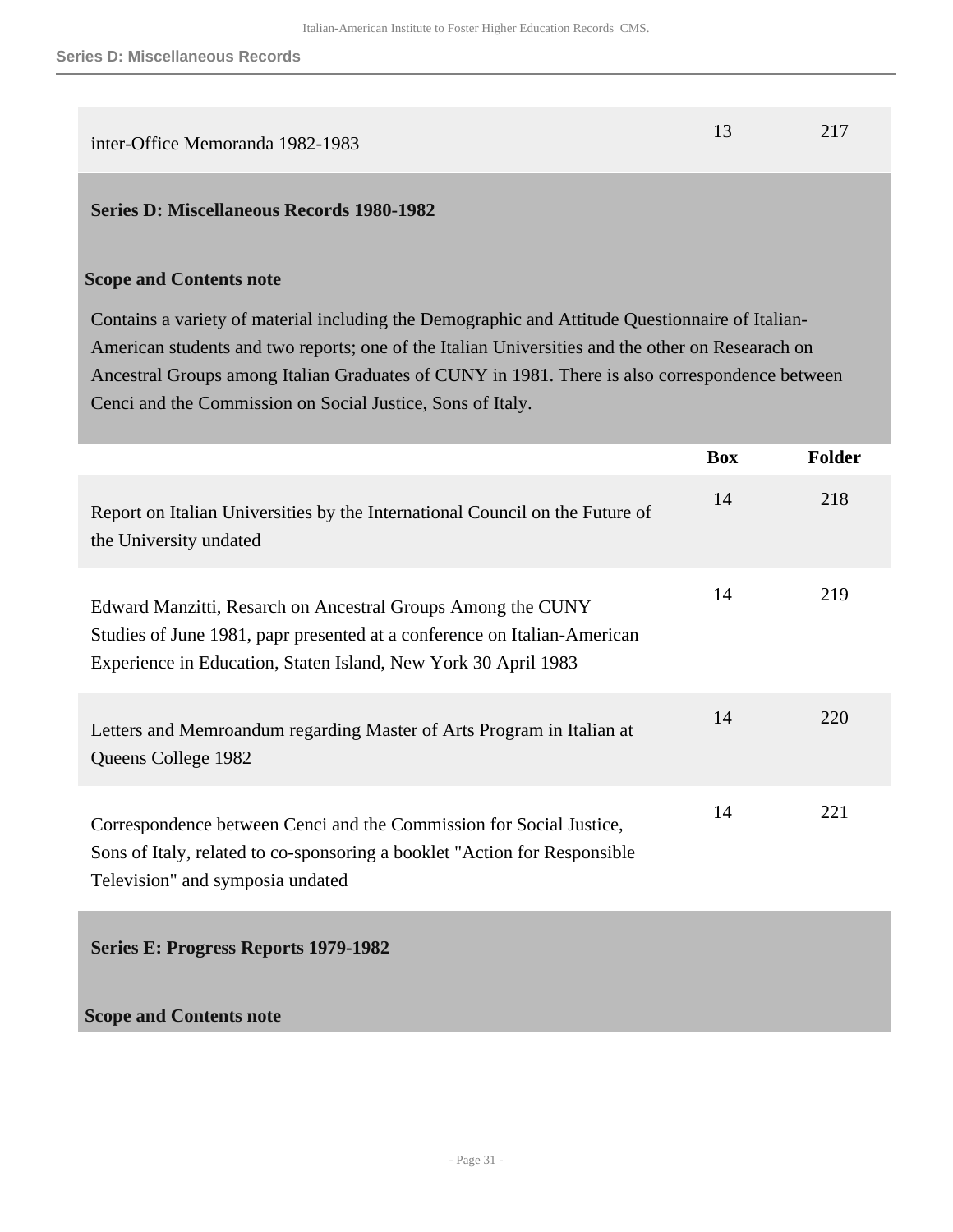| | Box | Folder |
|---|---|---|
| inter-Office Memoranda 1982-1983 | 13 | 217 |

## Series D: Miscellaneous Records 1980-1982

### Scope and Contents note

Contains a variety of material including the Demographic and Attitude Questionnaire of Italian-American students and two reports; one of the Italian Universities and the other on Researach on Ancestral Groups among Italian Graduates of CUNY in 1981. There is also correspondence between Cenci and the Commission on Social Justice, Sons of Italy.

| | Box | Folder |
|---|---|---|
| Report on Italian Universities by the International Council on the Future of the University undated | 14 | 218 |
| Edward Manzitti, Resarch on Ancestral Groups Among the CUNY Studies of June 1981, papr presented at a conference on Italian-American Experience in Education, Staten Island, New York 30 April 1983 | 14 | 219 |
| Letters and Memroandum regarding Master of Arts Program in Italian at Queens College 1982 | 14 | 220 |
| Correspondence between Cenci and the Commission for Social Justice, Sons of Italy, related to co-sponsoring a booklet "Action for Responsible Television" and symposia undated | 14 | 221 |

## Series E: Progress Reports 1979-1982

### Scope and Contents note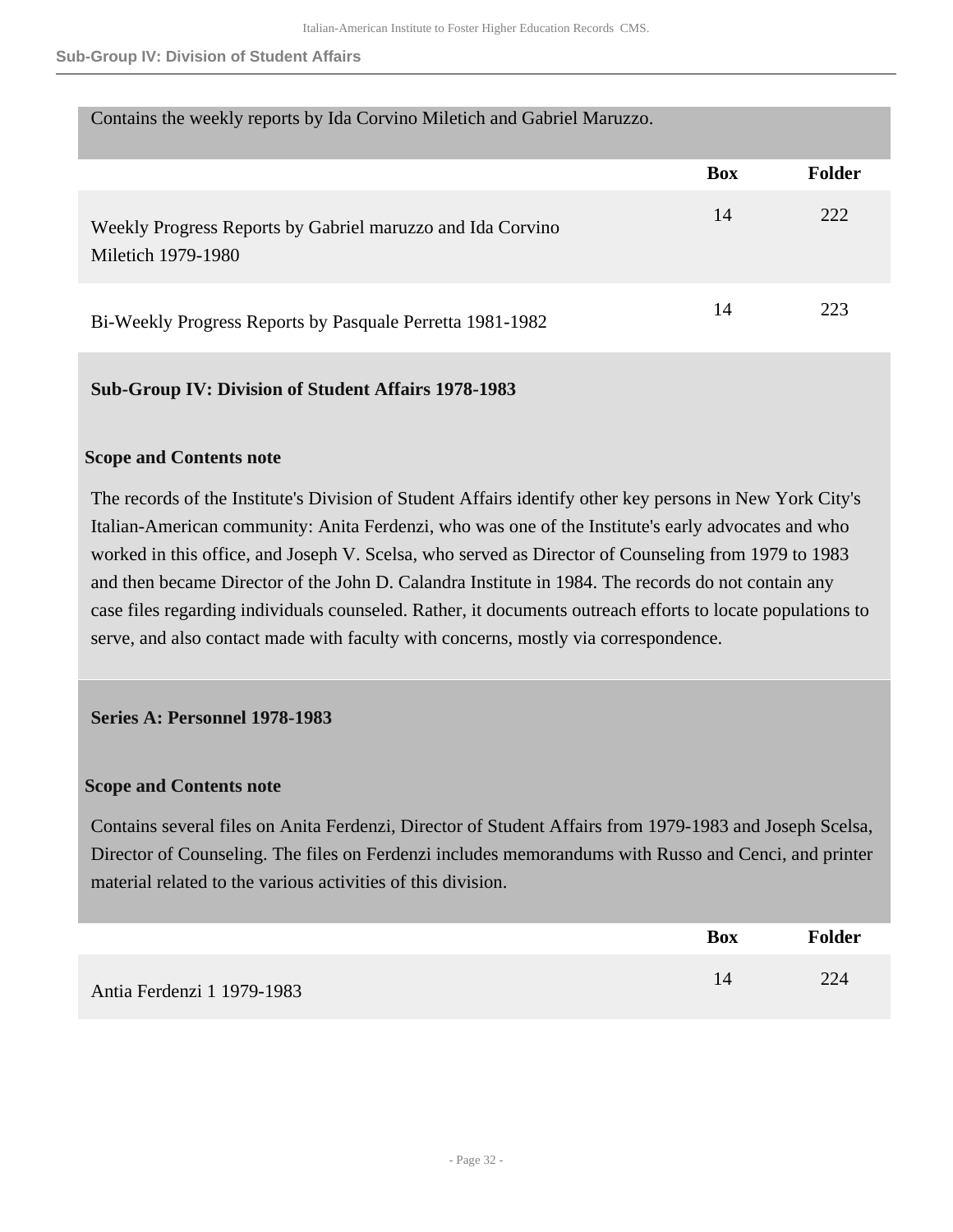Contains the weekly reports by Ida Corvino Miletich and Gabriel Maruzzo.

| | Box | Folder |
|---|---|---|
| Weekly Progress Reports by Gabriel maruzzo and Ida Corvino Miletich 1979-1980 | 14 | 222 |
| Bi-Weekly Progress Reports by Pasquale Perretta 1981-1982 | 14 | 223 |

## Sub-Group IV: Division of Student Affairs 1978-1983

**Scope and Contents note**

The records of the Institute's Division of Student Affairs identify other key persons in New York City's Italian-American community: Anita Ferdenzi, who was one of the Institute's early advocates and who worked in this office, and Joseph V. Scelsa, who served as Director of Counseling from 1979 to 1983 and then became Director of the John D. Calandra Institute in 1984. The records do not contain any case files regarding individuals counseled. Rather, it documents outreach efforts to locate populations to serve, and also contact made with faculty with concerns, mostly via correspondence.

### Series A: Personnel 1978-1983

**Scope and Contents note**

Contains several files on Anita Ferdenzi, Director of Student Affairs from 1979-1983 and Joseph Scelsa, Director of Counseling. The files on Ferdenzi includes memorandums with Russo and Cenci, and printer material related to the various activities of this division.

| | Box | Folder |
|---|---|---|
| Antia Ferdenzi 1 1979-1983 | 14 | 224 |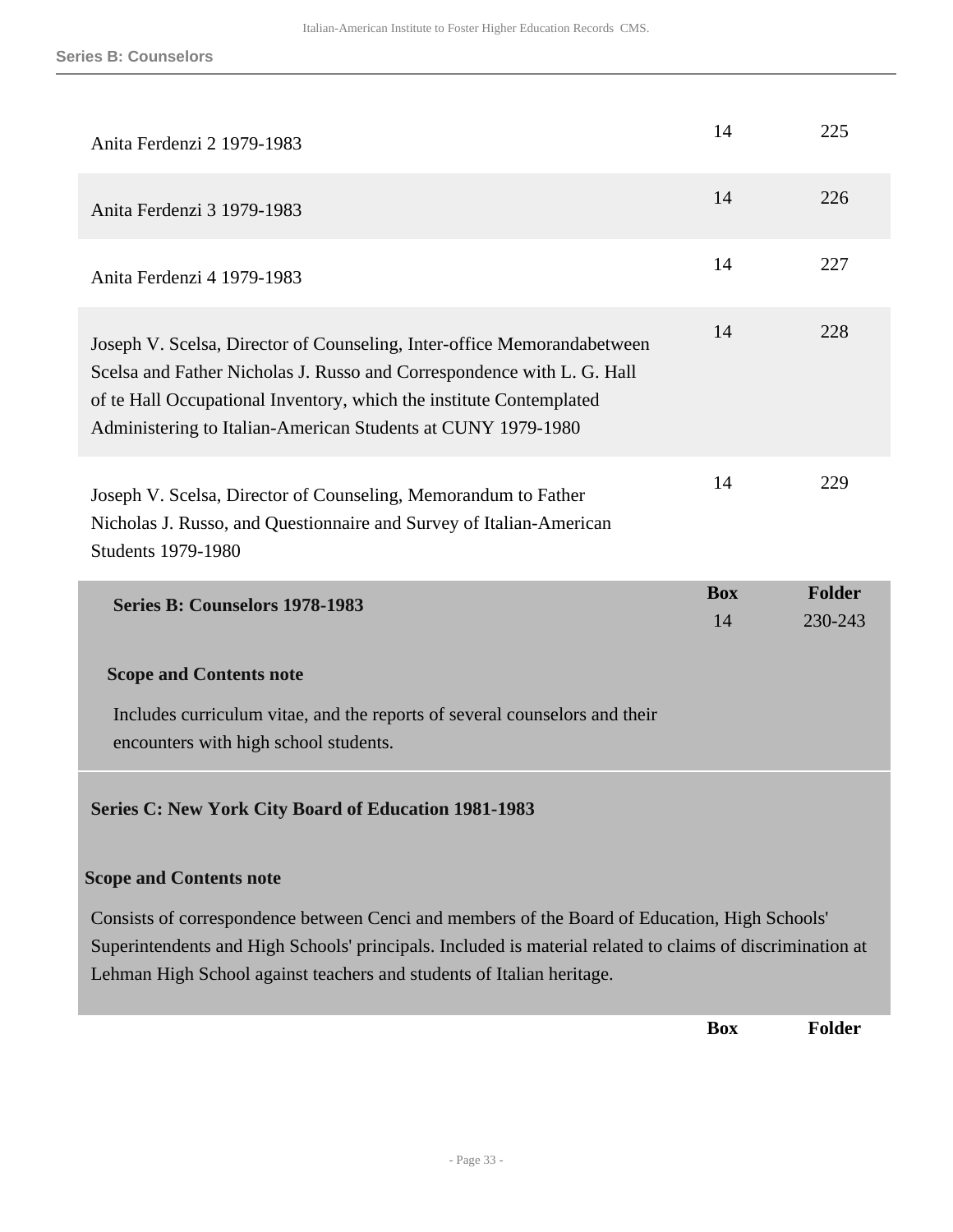| | Box | Folder |
|---|---|---|
| Anita Ferdenzi 2 1979-1983 | 14 | 225 |
| Anita Ferdenzi 3 1979-1983 | 14 | 226 |
| Anita Ferdenzi 4 1979-1983 | 14 | 227 |
| Joseph V. Scelsa, Director of Counseling, Inter-office Memorandabetween Scelsa and Father Nicholas J. Russo and Correspondence with L. G. Hall of te Hall Occupational Inventory, which the institute Contemplated Administering to Italian-American Students at CUNY 1979-1980 | 14 | 228 |
| Joseph V. Scelsa, Director of Counseling, Memorandum to Father Nicholas J. Russo, and Questionnaire and Survey of Italian-American Students 1979-1980 | 14 | 229 |

| | Box | Folder |
|---|---|---|
| **Series B: Counselors 1978-1983** | 14 | 230-243 |

**Scope and Contents note**

Includes curriculum vitae, and the reports of several counselors and their encounters with high school students.

### Series C: New York City Board of Education 1981-1983

**Scope and Contents note**

Consists of correspondence between Cenci and members of the Board of Education, High Schools' Superintendents and High Schools' principals. Included is material related to claims of discrimination at Lehman High School against teachers and students of Italian heritage.

| | Box | Folder |
|---|---|---|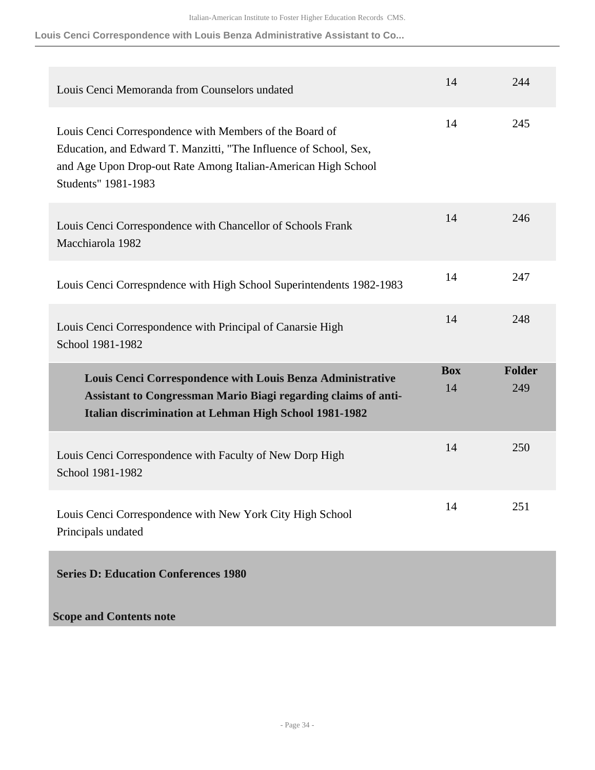| Description | Box | Folder |
| --- | --- | --- |
| Louis Cenci Memoranda from Counselors undated | 14 | 244 |
| Louis Cenci Correspondence with Members of the Board of Education, and Edward T. Manzitti, "The Influence of School, Sex, and Age Upon Drop-out Rate Among Italian-American High School Students" 1981-1983 | 14 | 245 |
| Louis Cenci Correspondence with Chancellor of Schools Frank Macchiarola 1982 | 14 | 246 |
| Louis Cenci Correspndence with High School Superintendents 1982-1983 | 14 | 247 |
| Louis Cenci Correspondence with Principal of Canarsie High School 1981-1982 | 14 | 248 |
| **Louis Cenci Correspondence with Louis Benza Administrative Assistant to Congressman Mario Biagi regarding claims of anti-Italian discrimination at Lehman High School 1981-1982** | **Box** 14 | **Folder** 249 |
| Louis Cenci Correspondence with Faculty of New Dorp High School 1981-1982 | 14 | 250 |
| Louis Cenci Correspondence with New York City High School Principals undated | 14 | 251 |

**Series D: Education Conferences 1980**

**Scope and Contents note**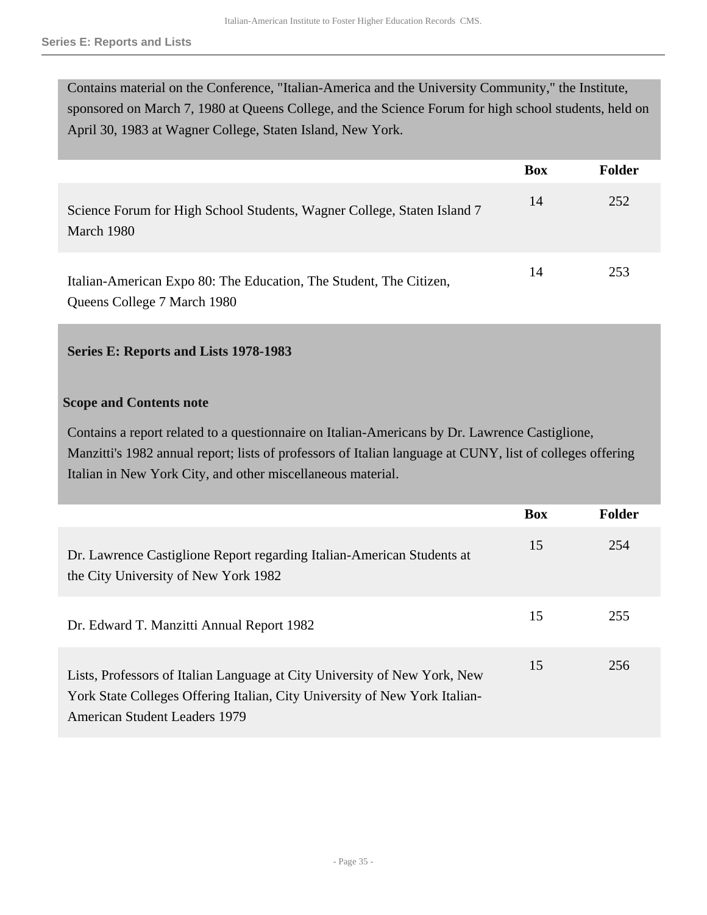Contains material on the Conference, "Italian-America and the University Community," the Institute, sponsored on March 7, 1980 at Queens College, and the Science Forum for high school students, held on April 30, 1983 at Wagner College, Staten Island, New York.

| | Box | Folder |
|---|---|---|
| Science Forum for High School Students, Wagner College, Staten Island 7 March 1980 | 14 | 252 |
| Italian-American Expo 80: The Education, The Student, The Citizen, Queens College 7 March 1980 | 14 | 253 |

## Series E: Reports and Lists 1978-1983

### Scope and Contents note

Contains a report related to a questionnaire on Italian-Americans by Dr. Lawrence Castiglione, Manzitti's 1982 annual report; lists of professors of Italian language at CUNY, list of colleges offering Italian in New York City, and other miscellaneous material.

| | Box | Folder |
|---|---|---|
| Dr. Lawrence Castiglione Report regarding Italian-American Students at the City University of New York 1982 | 15 | 254 |
| Dr. Edward T. Manzitti Annual Report 1982 | 15 | 255 |
| Lists, Professors of Italian Language at City University of New York, New York State Colleges Offering Italian, City University of New York Italian-American Student Leaders 1979 | 15 | 256 |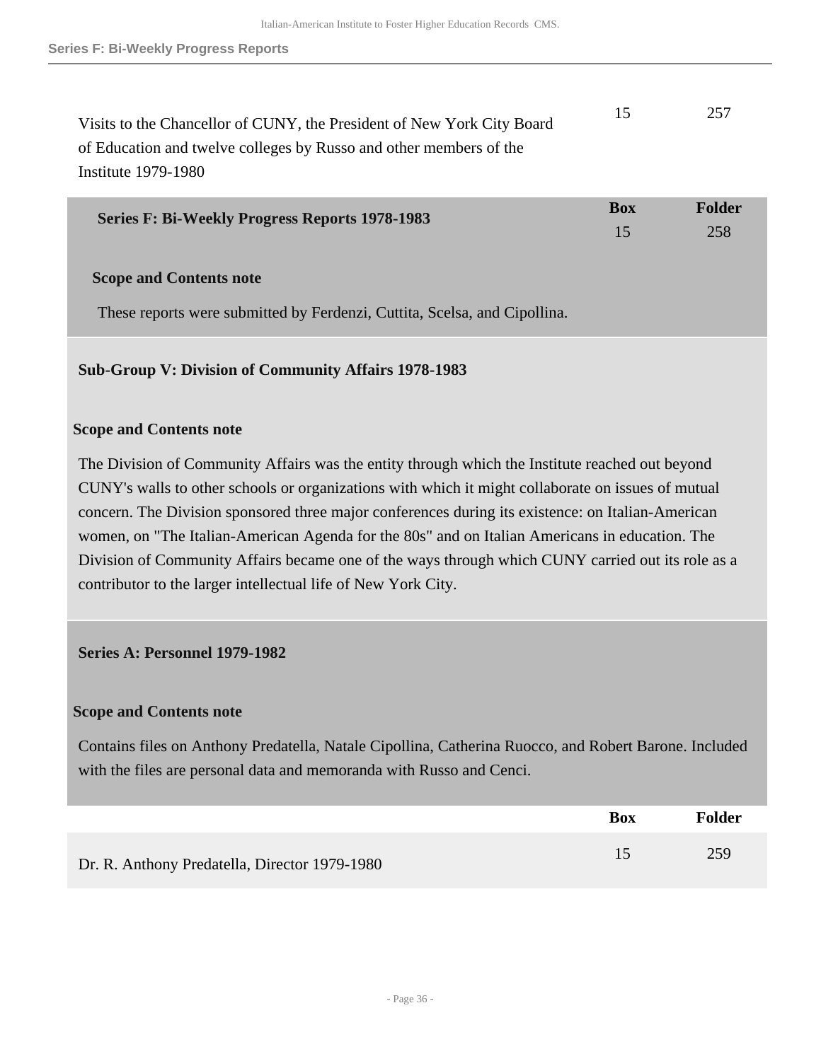| | Box | Folder |
|---|---|---|
| Visits to the Chancellor of CUNY, the President of New York City Board of Education and twelve colleges by Russo and other members of the Institute 1979-1980 | 15 | 257 |

### Series F: Bi-Weekly Progress Reports 1978-1983

| | Box | Folder |
|---|---|---|
| | 15 | 258 |

**Scope and Contents note**

These reports were submitted by Ferdenzi, Cuttita, Scelsa, and Cipollina.

## Sub-Group V: Division of Community Affairs 1978-1983

**Scope and Contents note**

The Division of Community Affairs was the entity through which the Institute reached out beyond CUNY's walls to other schools or organizations with which it might collaborate on issues of mutual concern. The Division sponsored three major conferences during its existence: on Italian-American women, on "The Italian-American Agenda for the 80s" and on Italian Americans in education. The Division of Community Affairs became one of the ways through which CUNY carried out its role as a contributor to the larger intellectual life of New York City.

### Series A: Personnel 1979-1982

**Scope and Contents note**

Contains files on Anthony Predatella, Natale Cipollina, Catherina Ruocco, and Robert Barone. Included with the files are personal data and memoranda with Russo and Cenci.

| | Box | Folder |
|---|---|---|
| Dr. R. Anthony Predatella, Director 1979-1980 | 15 | 259 |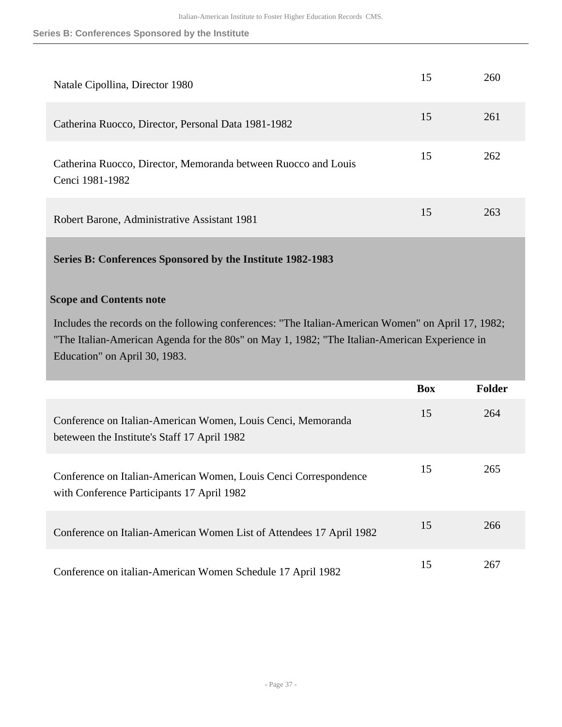| | Box | Folder |
|---|---|---|
| Natale Cipollina, Director 1980 | 15 | 260 |
| Catherina Ruocco, Director, Personal Data 1981-1982 | 15 | 261 |
| Catherina Ruocco, Director, Memoranda between Ruocco and Louis Cenci 1981-1982 | 15 | 262 |
| Robert Barone, Administrative Assistant 1981 | 15 | 263 |

### Series B: Conferences Sponsored by the Institute 1982-1983

**Scope and Contents note**

Includes the records on the following conferences: "The Italian-American Women" on April 17, 1982; "The Italian-American Agenda for the 80s" on May 1, 1982; "The Italian-American Experience in Education" on April 30, 1983.

| | Box | Folder |
|---|---|---|
| Conference on Italian-American Women, Louis Cenci, Memoranda beteween the Institute's Staff 17 April 1982 | 15 | 264 |
| Conference on Italian-American Women, Louis Cenci Correspondence with Conference Participants 17 April 1982 | 15 | 265 |
| Conference on Italian-American Women List of Attendees 17 April 1982 | 15 | 266 |
| Conference on italian-American Women Schedule 17 April 1982 | 15 | 267 |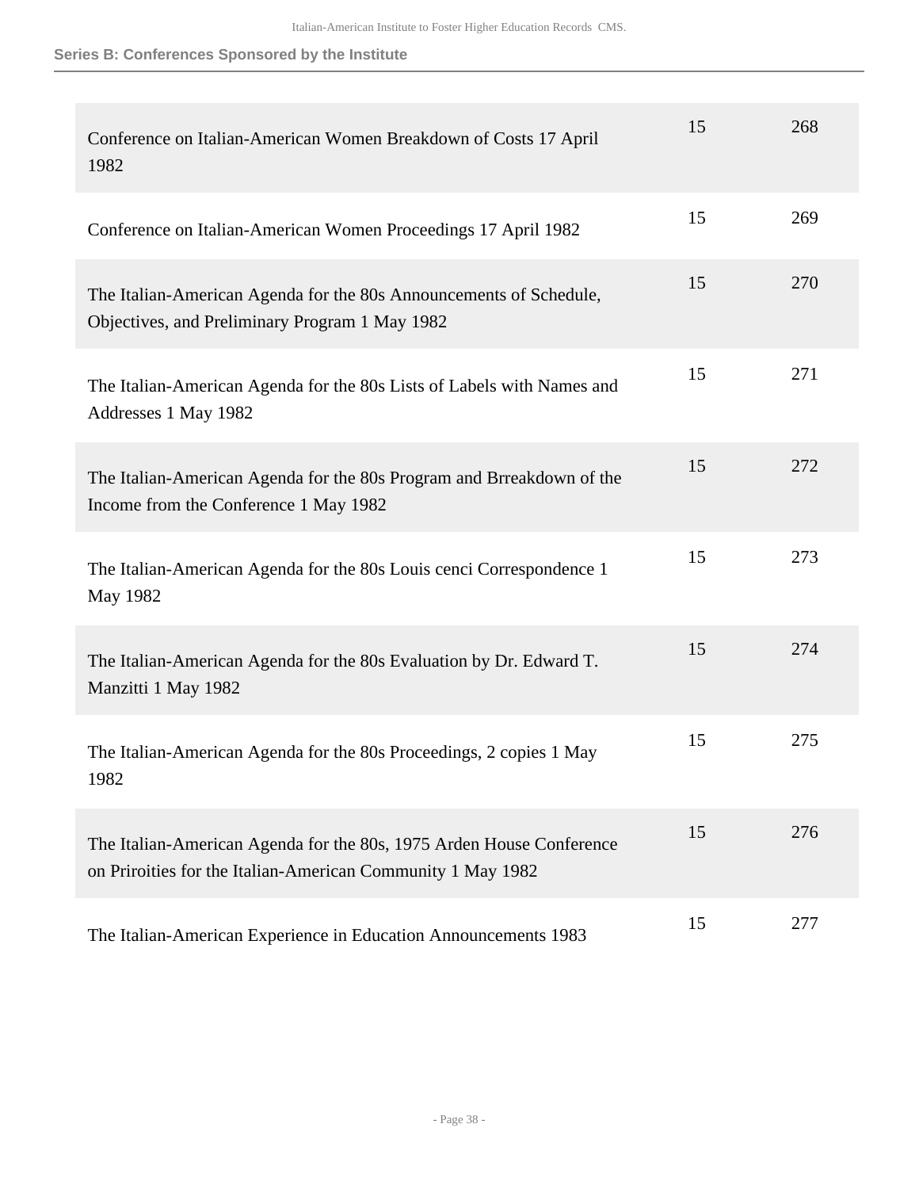### Series B: Conferences Sponsored by the Institute

| | | |
|---|---|---|
| Conference on Italian-American Women Breakdown of Costs 17 April 1982 | 15 | 268 |
| Conference on Italian-American Women Proceedings 17 April 1982 | 15 | 269 |
| The Italian-American Agenda for the 80s Announcements of Schedule, Objectives, and Preliminary Program 1 May 1982 | 15 | 270 |
| The Italian-American Agenda for the 80s Lists of Labels with Names and Addresses 1 May 1982 | 15 | 271 |
| The Italian-American Agenda for the 80s Program and Brreakdown of the Income from the Conference 1 May 1982 | 15 | 272 |
| The Italian-American Agenda for the 80s Louis cenci Correspondence 1 May 1982 | 15 | 273 |
| The Italian-American Agenda for the 80s Evaluation by Dr. Edward T. Manzitti 1 May 1982 | 15 | 274 |
| The Italian-American Agenda for the 80s Proceedings, 2 copies 1 May 1982 | 15 | 275 |
| The Italian-American Agenda for the 80s, 1975 Arden House Conference on Priroities for the Italian-American Community 1 May 1982 | 15 | 276 |
| The Italian-American Experience in Education Announcements 1983 | 15 | 277 |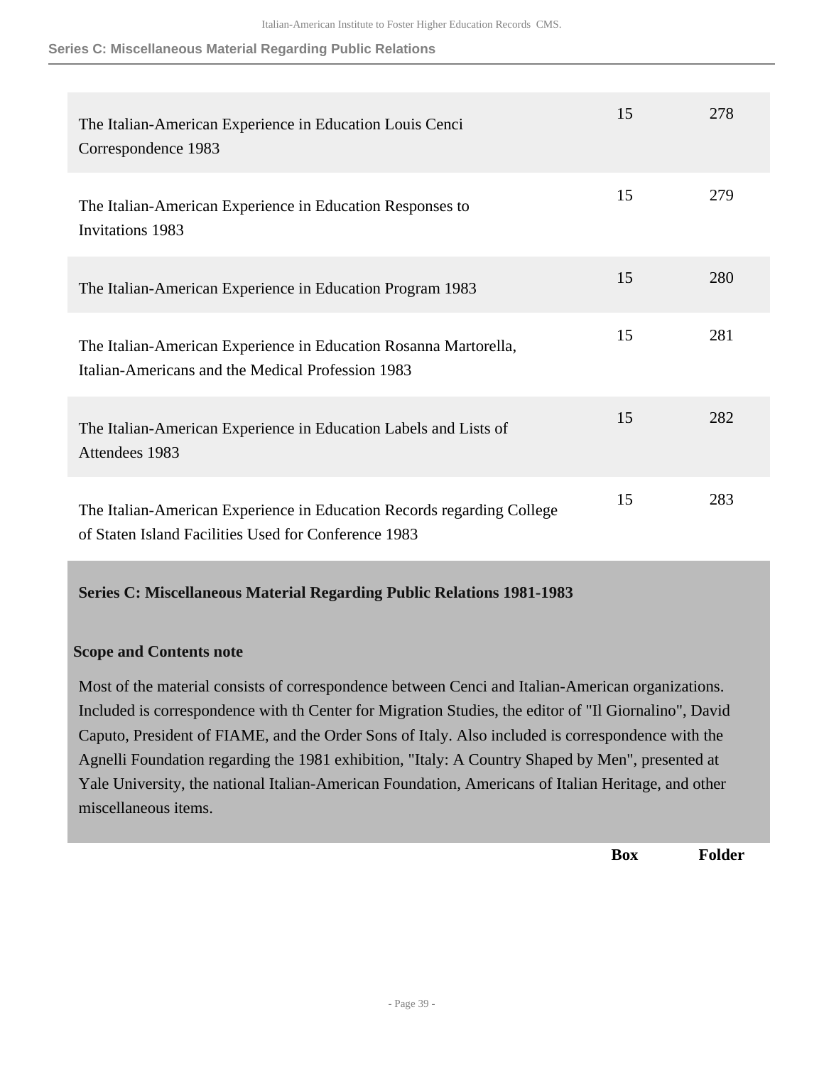| | Box | Folder |
|---|---|---|
| The Italian-American Experience in Education Louis Cenci Correspondence 1983 | 15 | 278 |
| The Italian-American Experience in Education Responses to Invitations 1983 | 15 | 279 |
| The Italian-American Experience in Education Program 1983 | 15 | 280 |
| The Italian-American Experience in Education Rosanna Martorella, Italian-Americans and the Medical Profession 1983 | 15 | 281 |
| The Italian-American Experience in Education Labels and Lists of Attendees 1983 | 15 | 282 |
| The Italian-American Experience in Education Records regarding College of Staten Island Facilities Used for Conference 1983 | 15 | 283 |

## Series C: Miscellaneous Material Regarding Public Relations 1981-1983

### Scope and Contents note

Most of the material consists of correspondence between Cenci and Italian-American organizations. Included is correspondence with th Center for Migration Studies, the editor of "Il Giornalino", David Caputo, President of FIAME, and the Order Sons of Italy. Also included is correspondence with the Agnelli Foundation regarding the 1981 exhibition, "Italy: A Country Shaped by Men", presented at Yale University, the national Italian-American Foundation, Americans of Italian Heritage, and other miscellaneous items.

| | Box | Folder |
|---|---|---|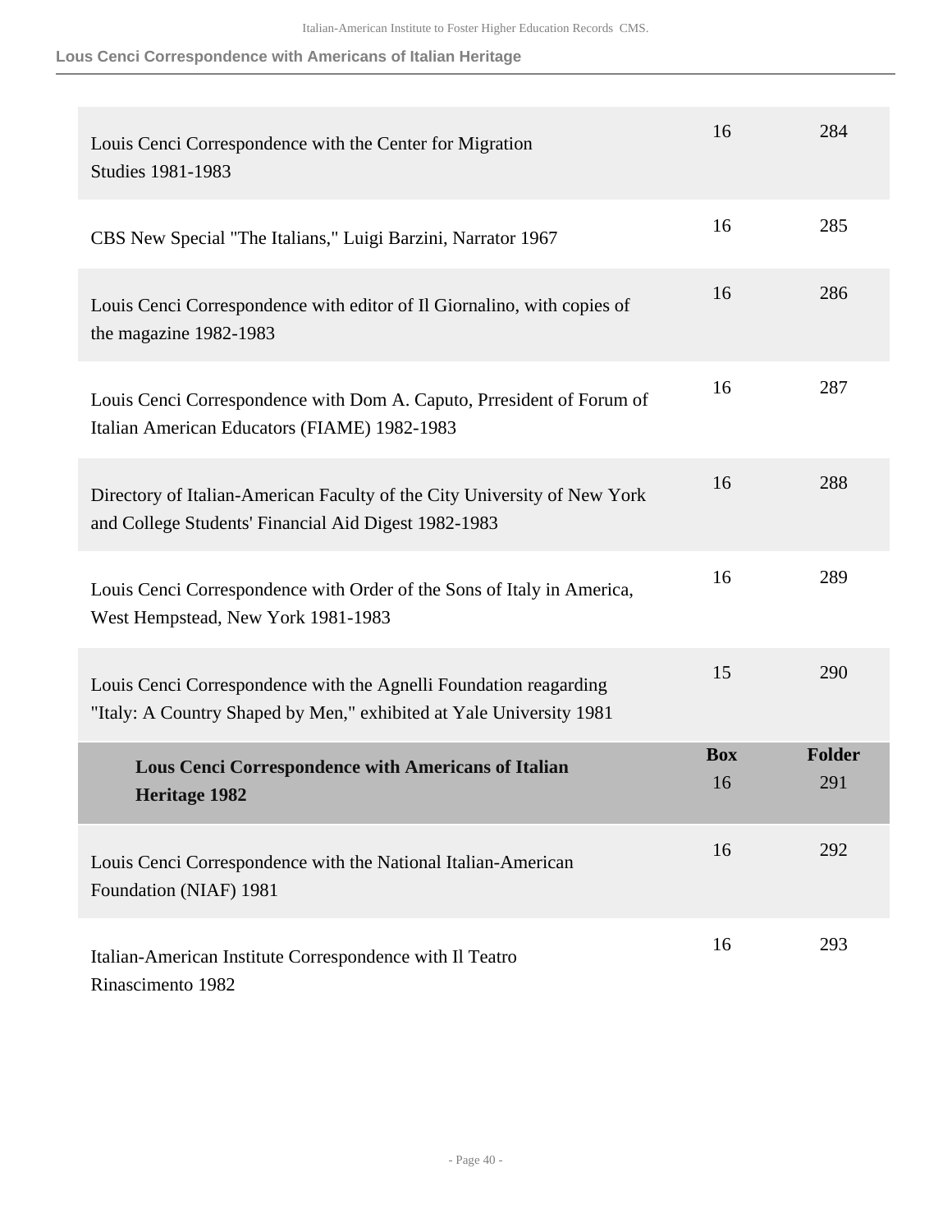| | Box | Folder |
|---|---|---|
| Louis Cenci Correspondence with the Center for Migration Studies 1981-1983 | 16 | 284 |
| CBS New Special "The Italians," Luigi Barzini, Narrator 1967 | 16 | 285 |
| Louis Cenci Correspondence with editor of Il Giornalino, with copies of the magazine 1982-1983 | 16 | 286 |
| Louis Cenci Correspondence with Dom A. Caputo, Prresident of Forum of Italian American Educators (FIAME) 1982-1983 | 16 | 287 |
| Directory of Italian-American Faculty of the City University of New York and College Students' Financial Aid Digest 1982-1983 | 16 | 288 |
| Louis Cenci Correspondence with Order of the Sons of Italy in America, West Hempstead, New York 1981-1983 | 16 | 289 |
| Louis Cenci Correspondence with the Agnelli Foundation reagarding "Italy: A Country Shaped by Men," exhibited at Yale University 1981 | 15 | 290 |

| **Lous Cenci Correspondence with Americans of Italian Heritage 1982** | **Box** | **Folder** |
|---|---|---|
| | 16 | 291 |
| Louis Cenci Correspondence with the National Italian-American Foundation (NIAF) 1981 | 16 | 292 |
| Italian-American Institute Correspondence with Il Teatro Rinascimento 1982 | 16 | 293 |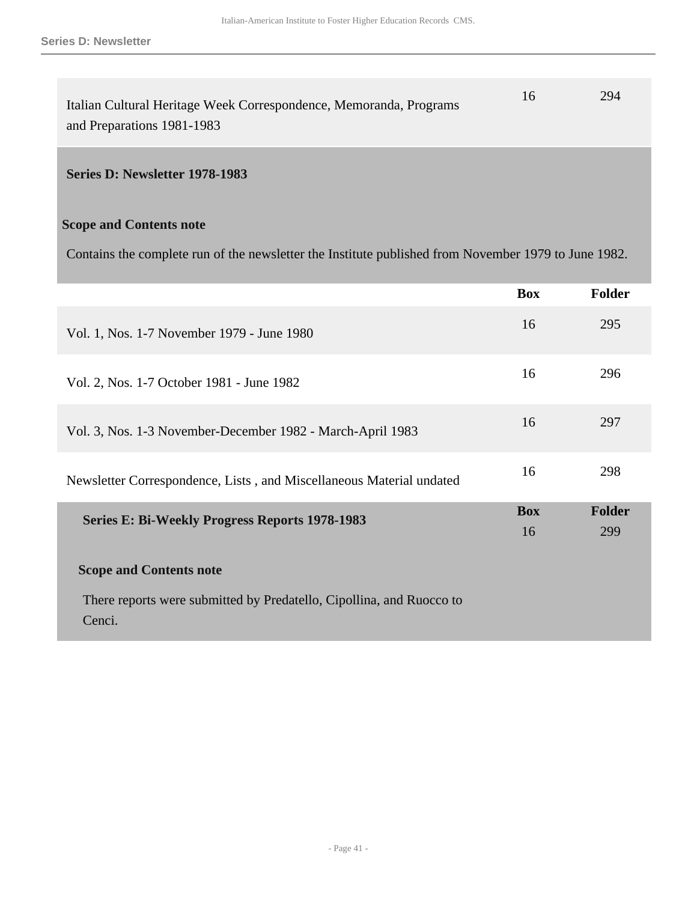| | Box | Folder |
|---|---|---|
| Italian Cultural Heritage Week Correspondence, Memoranda, Programs and Preparations 1981-1983 | 16 | 294 |

### Series D: Newsletter 1978-1983

**Scope and Contents note**

Contains the complete run of the newsletter the Institute published from November 1979 to June 1982.

| | Box | Folder |
|---|---|---|
| Vol. 1, Nos. 1-7 November 1979 - June 1980 | 16 | 295 |
| Vol. 2, Nos. 1-7 October 1981 - June 1982 | 16 | 296 |
| Vol. 3, Nos. 1-3 November-December 1982 - March-April 1983 | 16 | 297 |
| Newsletter Correspondence, Lists , and Miscellaneous Material undated | 16 | 298 |

### Series E: Bi-Weekly Progress Reports 1978-1983

| Box | Folder |
|---|---|
| 16 | 299 |

**Scope and Contents note**

There reports were submitted by Predatello, Cipollina, and Ruocco to Cenci.